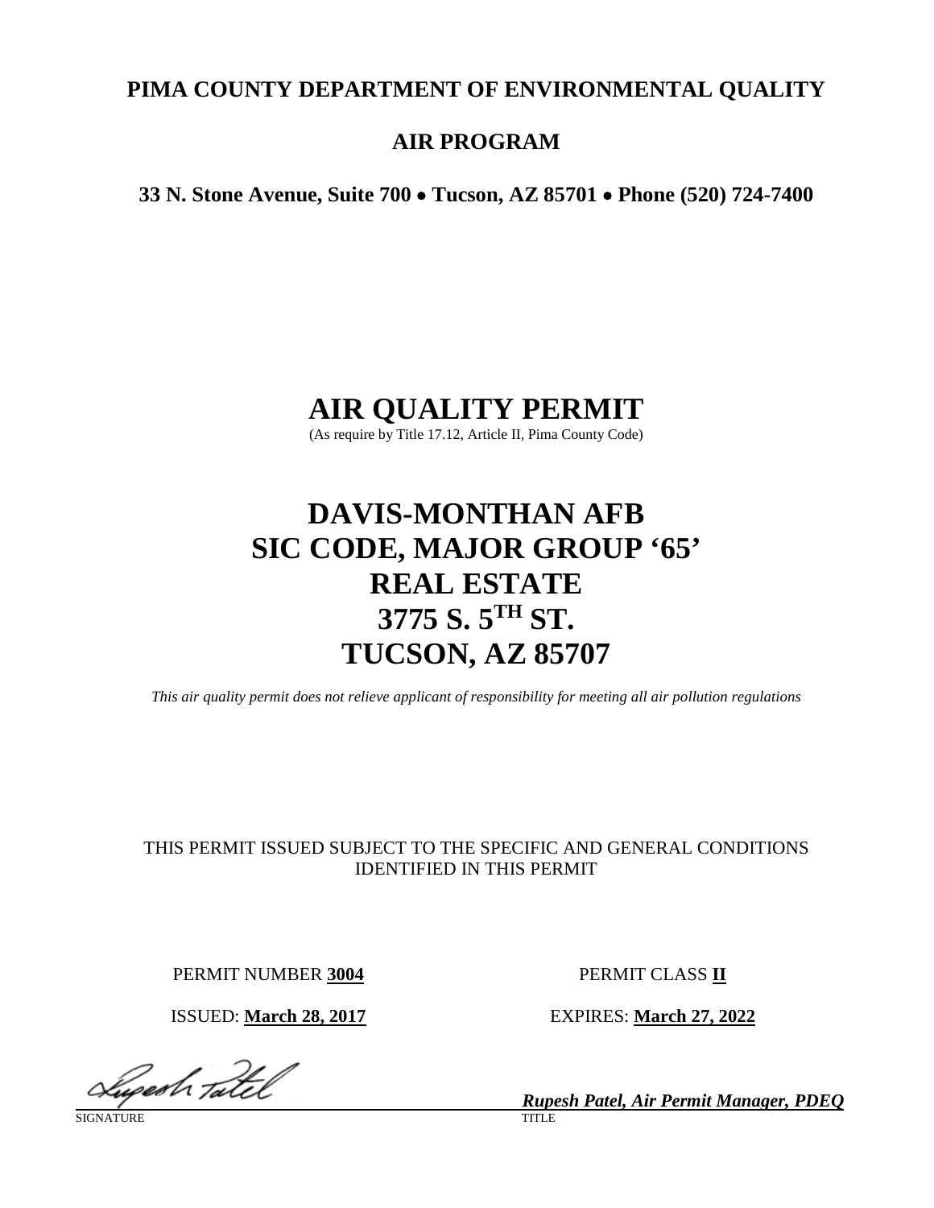**PIMA COUNTY DEPARTMENT OF ENVIRONMENTAL QUALITY**

**AIR PROGRAM**

**33 N. Stone Avenue, Suite 700 • Tucson, AZ 85701 • Phone (520) 724-7400**

# AIR QUALITY PERMIT

(As require by Title 17.12, Article II, Pima County Code)

# DAVIS-MONTHAN AFB
# SIC CODE, MAJOR GROUP '65'
# REAL ESTATE
# 3775 S. 5TH ST.
# TUCSON, AZ 85707

*This air quality permit does not relieve applicant of responsibility for meeting all air pollution regulations*

THIS PERMIT ISSUED SUBJECT TO THE SPECIFIC AND GENERAL CONDITIONS IDENTIFIED IN THIS PERMIT

PERMIT NUMBER **3004** PERMIT CLASS **II**

ISSUED: **March 28, 2017** EXPIRES: **March 27, 2022**

SIGNATURE

***Rupesh Patel, Air Permit Manager, PDEQ***
TITLE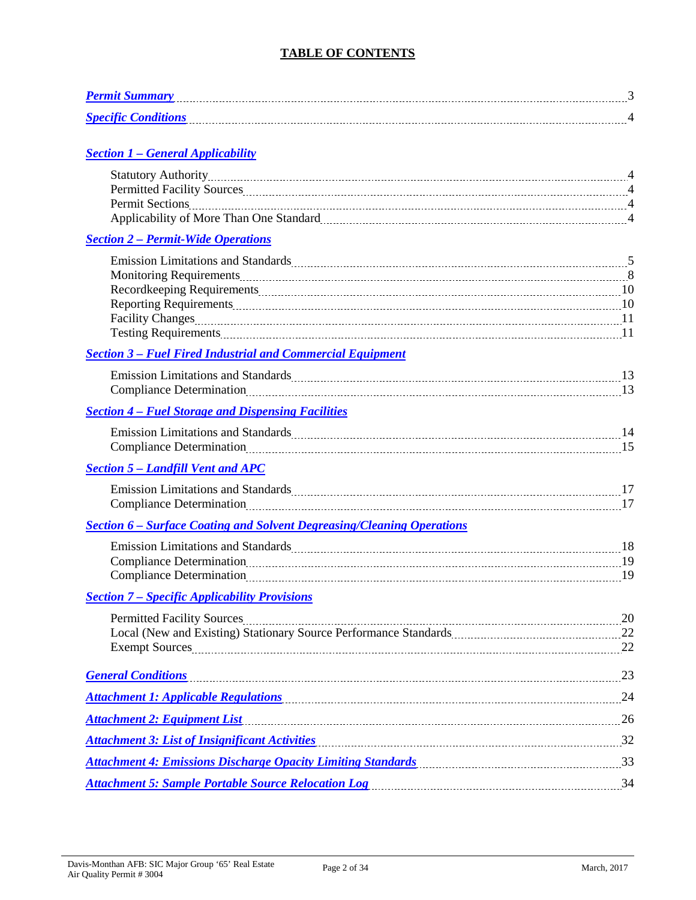# TABLE OF CONTENTS

***Permit Summary*** ........................................................................................................................ 3

***Specific Conditions*** ..................................................................................................................... 4

***Section 1 – General Applicability***

- Statutory Authority ............................................................................................................... 4
- Permitted Facility Sources .................................................................................................... 4
- Permit Sections ..................................................................................................................... 4
- Applicability of More Than One Standard ............................................................................ 4

***Section 2 – Permit-Wide Operations***

- Emission Limitations and Standards ..................................................................................... 5
- Monitoring Requirements ...................................................................................................... 8
- Recordkeeping Requirements .............................................................................................. 10
- Reporting Requirements ...................................................................................................... 10
- Facility Changes .................................................................................................................. 11
- Testing Requirements .......................................................................................................... 11

***Section 3 – Fuel Fired Industrial and Commercial Equipment***

- Emission Limitations and Standards .................................................................................... 13
- Compliance Determination .................................................................................................. 13

***Section 4 – Fuel Storage and Dispensing Facilities***

- Emission Limitations and Standards .................................................................................... 14
- Compliance Determination .................................................................................................. 15

***Section 5 – Landfill Vent and APC***

- Emission Limitations and Standards .................................................................................... 17
- Compliance Determination .................................................................................................. 17

***Section 6 – Surface Coating and Solvent Degreasing/Cleaning Operations***

- Emission Limitations and Standards .................................................................................... 18
- Compliance Determination .................................................................................................. 19
- Compliance Determination .................................................................................................. 19

***Section 7 – Specific Applicability Provisions***

- Permitted Facility Sources .................................................................................................... 20
- Local (New and Existing) Stationary Source Performance Standards ................................. 22
- Exempt Sources ................................................................................................................... 22

***General Conditions*** ..................................................................................................................... 23

***Attachment 1: Applicable Regulations*** ...................................................................................... 24

***Attachment 2: Equipment List*** .................................................................................................... 26

***Attachment 3: List of Insignificant Activities*** ............................................................................ 32

***Attachment 4: Emissions Discharge Opacity Limiting Standards*** ............................................ 33

***Attachment 5: Sample Portable Source Relocation Log*** ............................................................ 34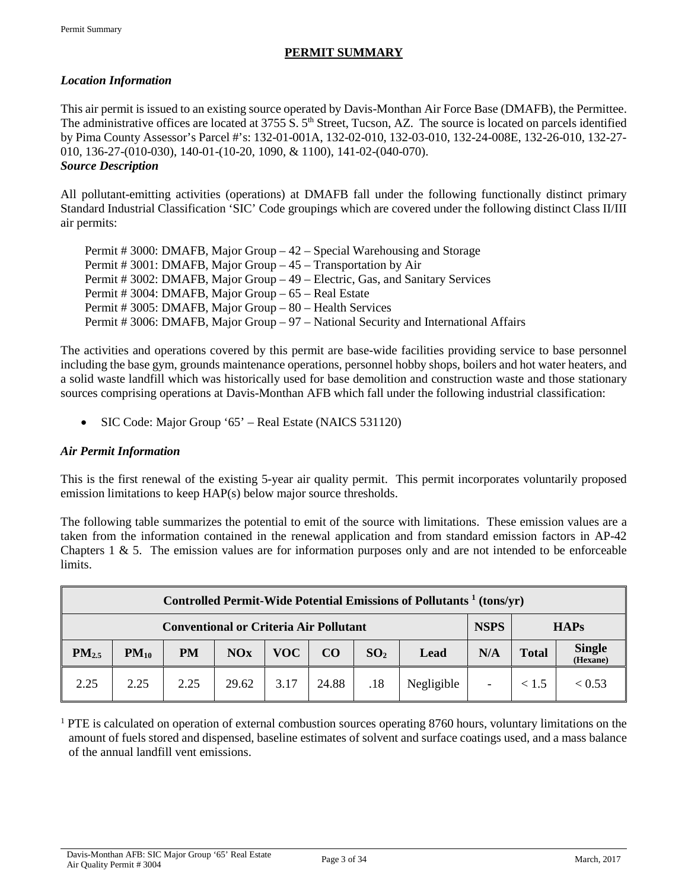# PERMIT SUMMARY

### *Location Information*

This air permit is issued to an existing source operated by Davis-Monthan Air Force Base (DMAFB), the Permittee. The administrative offices are located at 3755 S. 5th Street, Tucson, AZ. The source is located on parcels identified by Pima County Assessor's Parcel #'s: 132-01-001A, 132-02-010, 132-03-010, 132-24-008E, 132-26-010, 132-27-010, 136-27-(010-030), 140-01-(10-20, 1090, & 1100), 141-02-(040-070).

### *Source Description*

All pollutant-emitting activities (operations) at DMAFB fall under the following functionally distinct primary Standard Industrial Classification 'SIC' Code groupings which are covered under the following distinct Class II/III air permits:

Permit # 3000: DMAFB, Major Group – 42 – Special Warehousing and Storage
Permit # 3001: DMAFB, Major Group – 45 – Transportation by Air
Permit # 3002: DMAFB, Major Group – 49 – Electric, Gas, and Sanitary Services
Permit # 3004: DMAFB, Major Group – 65 – Real Estate
Permit # 3005: DMAFB, Major Group – 80 – Health Services
Permit # 3006: DMAFB, Major Group – 97 – National Security and International Affairs

The activities and operations covered by this permit are base-wide facilities providing service to base personnel including the base gym, grounds maintenance operations, personnel hobby shops, boilers and hot water heaters, and a solid waste landfill which was historically used for base demolition and construction waste and those stationary sources comprising operations at Davis-Monthan AFB which fall under the following industrial classification:

- SIC Code: Major Group '65' – Real Estate (NAICS 531120)

### *Air Permit Information*

This is the first renewal of the existing 5-year air quality permit. This permit incorporates voluntarily proposed emission limitations to keep HAP(s) below major source thresholds.

The following table summarizes the potential to emit of the source with limitations. These emission values are a taken from the information contained in the renewal application and from standard emission factors in AP-42 Chapters 1 & 5. The emission values are for information purposes only and are not intended to be enforceable limits.

| Controlled Permit-Wide Potential Emissions of Pollutants [1] (tons/yr) | | | | | | | | | | |
|---|---|---|---|---|---|---|---|---|---|---|
| Conventional or Criteria Air Pollutant | | | | | | | | NSPS | HAPs | |
| $PM_{2.5}$ | $PM_{10}$ | PM | NOx | VOC | CO | $SO_2$ | Lead | N/A | Total | Single (Hexane) |
| 2.25 | 2.25 | 2.25 | 29.62 | 3.17 | 24.88 | .18 | Negligible | - | < 1.5 | < 0.53 |

[1] PTE is calculated on operation of external combustion sources operating 8760 hours, voluntary limitations on the amount of fuels stored and dispensed, baseline estimates of solvent and surface coatings used, and a mass balance of the annual landfill vent emissions.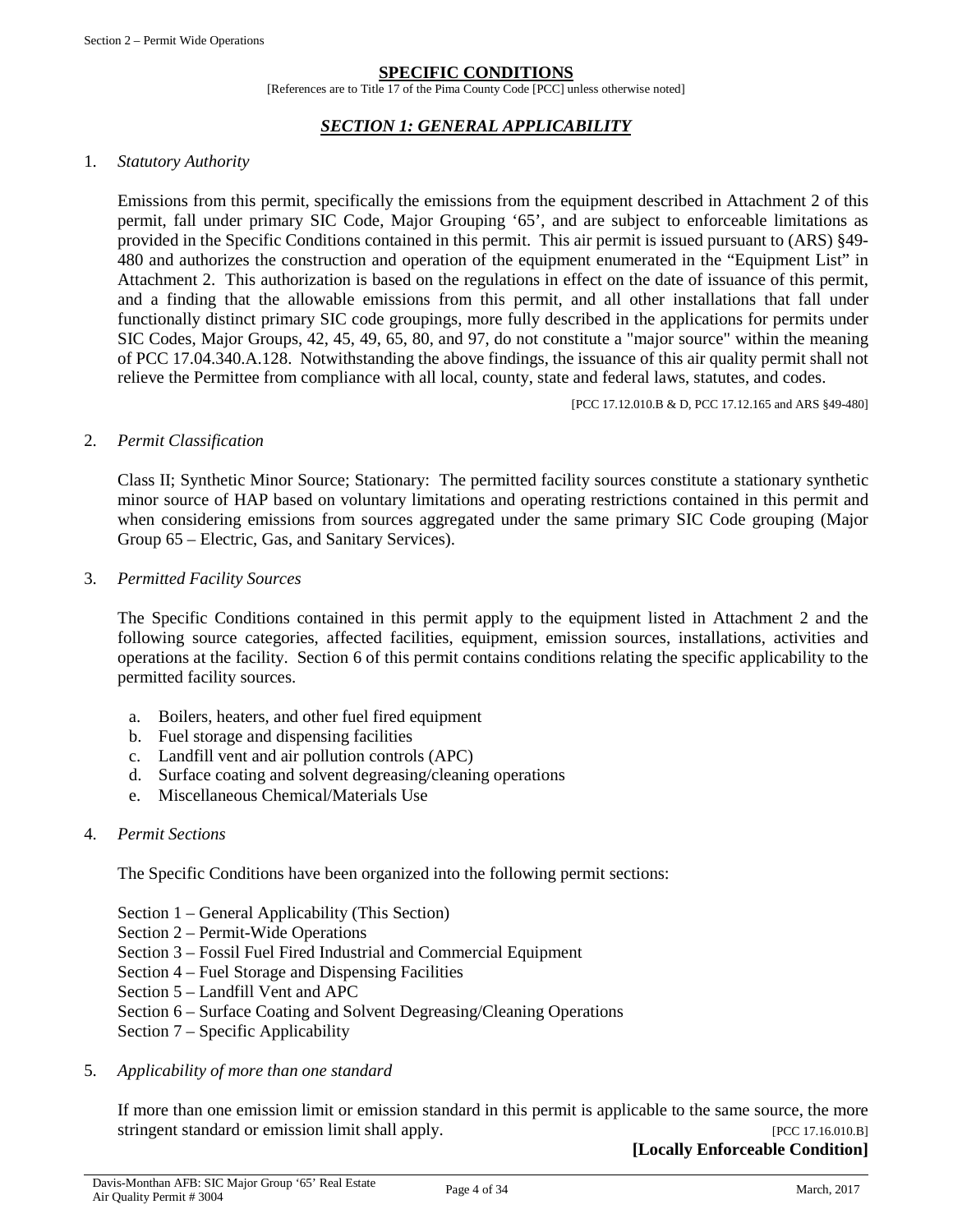## SPECIFIC CONDITIONS

[References are to Title 17 of the Pima County Code [PCC] unless otherwise noted]

### *SECTION 1: GENERAL APPLICABILITY*

1. *Statutory Authority*

   Emissions from this permit, specifically the emissions from the equipment described in Attachment 2 of this permit, fall under primary SIC Code, Major Grouping '65', and are subject to enforceable limitations as provided in the Specific Conditions contained in this permit. This air permit is issued pursuant to (ARS) §49-480 and authorizes the construction and operation of the equipment enumerated in the "Equipment List" in Attachment 2. This authorization is based on the regulations in effect on the date of issuance of this permit, and a finding that the allowable emissions from this permit, and all other installations that fall under functionally distinct primary SIC code groupings, more fully described in the applications for permits under SIC Codes, Major Groups, 42, 45, 49, 65, 80, and 97, do not constitute a "major source" within the meaning of PCC 17.04.340.A.128. Notwithstanding the above findings, the issuance of this air quality permit shall not relieve the Permittee from compliance with all local, county, state and federal laws, statutes, and codes.

   [PCC 17.12.010.B & D, PCC 17.12.165 and ARS §49-480]

2. *Permit Classification*

   Class II; Synthetic Minor Source; Stationary: The permitted facility sources constitute a stationary synthetic minor source of HAP based on voluntary limitations and operating restrictions contained in this permit and when considering emissions from sources aggregated under the same primary SIC Code grouping (Major Group 65 – Electric, Gas, and Sanitary Services).

3. *Permitted Facility Sources*

   The Specific Conditions contained in this permit apply to the equipment listed in Attachment 2 and the following source categories, affected facilities, equipment, emission sources, installations, activities and operations at the facility. Section 6 of this permit contains conditions relating the specific applicability to the permitted facility sources.

   a. Boilers, heaters, and other fuel fired equipment
   b. Fuel storage and dispensing facilities
   c. Landfill vent and air pollution controls (APC)
   d. Surface coating and solvent degreasing/cleaning operations
   e. Miscellaneous Chemical/Materials Use

4. *Permit Sections*

   The Specific Conditions have been organized into the following permit sections:

   Section 1 – General Applicability (This Section)
   Section 2 – Permit-Wide Operations
   Section 3 – Fossil Fuel Fired Industrial and Commercial Equipment
   Section 4 – Fuel Storage and Dispensing Facilities
   Section 5 – Landfill Vent and APC
   Section 6 – Surface Coating and Solvent Degreasing/Cleaning Operations
   Section 7 – Specific Applicability

5. *Applicability of more than one standard*

   If more than one emission limit or emission standard in this permit is applicable to the same source, the more stringent standard or emission limit shall apply. [PCC 17.16.010.B]

   **[Locally Enforceable Condition]**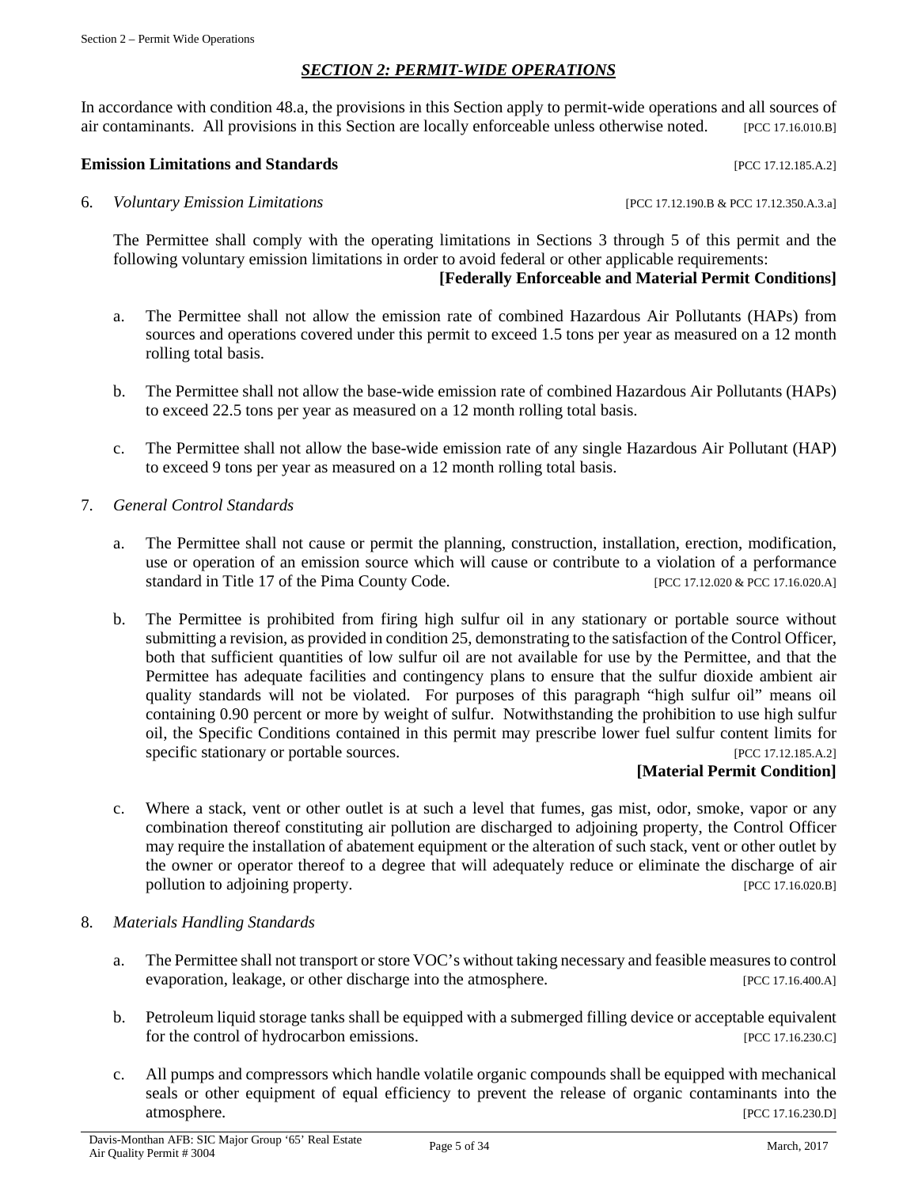## *SECTION 2: PERMIT-WIDE OPERATIONS*

In accordance with condition 48.a, the provisions in this Section apply to permit-wide operations and all sources of air contaminants. All provisions in this Section are locally enforceable unless otherwise noted. [PCC 17.16.010.B]

### Emission Limitations and Standards [PCC 17.12.185.A.2]

6. *Voluntary Emission Limitations* [PCC 17.12.190.B & PCC 17.12.350.A.3.a]

   The Permittee shall comply with the operating limitations in Sections 3 through 5 of this permit and the following voluntary emission limitations in order to avoid federal or other applicable requirements:

   **[Federally Enforceable and Material Permit Conditions]**

   a. The Permittee shall not allow the emission rate of combined Hazardous Air Pollutants (HAPs) from sources and operations covered under this permit to exceed 1.5 tons per year as measured on a 12 month rolling total basis.

   b. The Permittee shall not allow the base-wide emission rate of combined Hazardous Air Pollutants (HAPs) to exceed 22.5 tons per year as measured on a 12 month rolling total basis.

   c. The Permittee shall not allow the base-wide emission rate of any single Hazardous Air Pollutant (HAP) to exceed 9 tons per year as measured on a 12 month rolling total basis.

7. *General Control Standards*

   a. The Permittee shall not cause or permit the planning, construction, installation, erection, modification, use or operation of an emission source which will cause or contribute to a violation of a performance standard in Title 17 of the Pima County Code. [PCC 17.12.020 & PCC 17.16.020.A]

   b. The Permittee is prohibited from firing high sulfur oil in any stationary or portable source without submitting a revision, as provided in condition 25, demonstrating to the satisfaction of the Control Officer, both that sufficient quantities of low sulfur oil are not available for use by the Permittee, and that the Permittee has adequate facilities and contingency plans to ensure that the sulfur dioxide ambient air quality standards will not be violated. For purposes of this paragraph "high sulfur oil" means oil containing 0.90 percent or more by weight of sulfur. Notwithstanding the prohibition to use high sulfur oil, the Specific Conditions contained in this permit may prescribe lower fuel sulfur content limits for specific stationary or portable sources. [PCC 17.12.185.A.2]

   **[Material Permit Condition]**

   c. Where a stack, vent or other outlet is at such a level that fumes, gas mist, odor, smoke, vapor or any combination thereof constituting air pollution are discharged to adjoining property, the Control Officer may require the installation of abatement equipment or the alteration of such stack, vent or other outlet by the owner or operator thereof to a degree that will adequately reduce or eliminate the discharge of air pollution to adjoining property. [PCC 17.16.020.B]

8. *Materials Handling Standards*

   a. The Permittee shall not transport or store VOC's without taking necessary and feasible measures to control evaporation, leakage, or other discharge into the atmosphere. [PCC 17.16.400.A]

   b. Petroleum liquid storage tanks shall be equipped with a submerged filling device or acceptable equivalent for the control of hydrocarbon emissions. [PCC 17.16.230.C]

   c. All pumps and compressors which handle volatile organic compounds shall be equipped with mechanical seals or other equipment of equal efficiency to prevent the release of organic contaminants into the atmosphere. [PCC 17.16.230.D]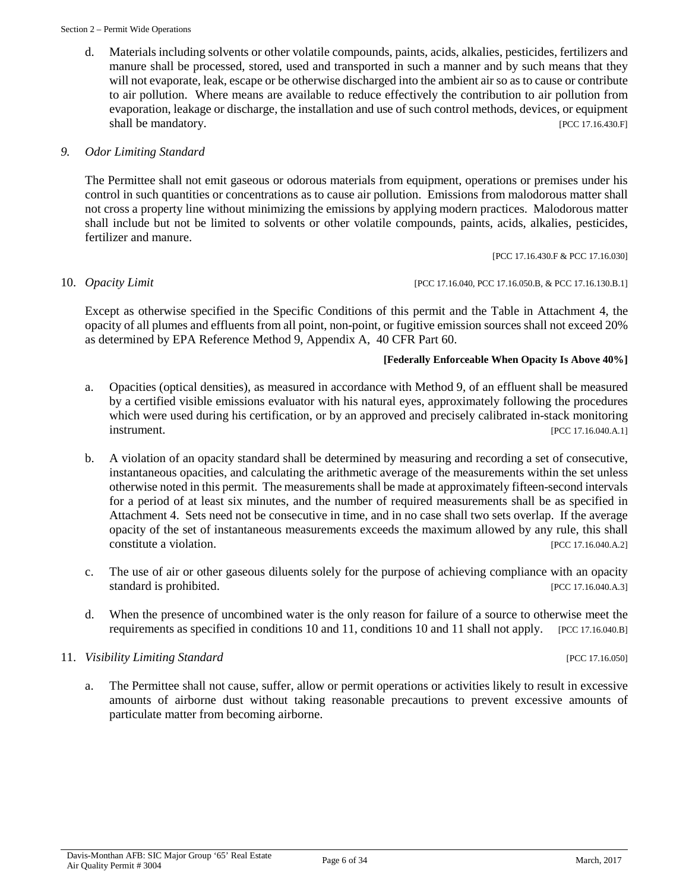d. Materials including solvents or other volatile compounds, paints, acids, alkalies, pesticides, fertilizers and manure shall be processed, stored, used and transported in such a manner and by such means that they will not evaporate, leak, escape or be otherwise discharged into the ambient air so as to cause or contribute to air pollution. Where means are available to reduce effectively the contribution to air pollution from evaporation, leakage or discharge, the installation and use of such control methods, devices, or equipment shall be mandatory. [PCC 17.16.430.F]

9. *Odor Limiting Standard*

The Permittee shall not emit gaseous or odorous materials from equipment, operations or premises under his control in such quantities or concentrations as to cause air pollution. Emissions from malodorous matter shall not cross a property line without minimizing the emissions by applying modern practices. Malodorous matter shall include but not be limited to solvents or other volatile compounds, paints, acids, alkalies, pesticides, fertilizer and manure.

[PCC 17.16.430.F & PCC 17.16.030]

10. *Opacity Limit* [PCC 17.16.040, PCC 17.16.050.B, & PCC 17.16.130.B.1]

Except as otherwise specified in the Specific Conditions of this permit and the Table in Attachment 4, the opacity of all plumes and effluents from all point, non-point, or fugitive emission sources shall not exceed 20% as determined by EPA Reference Method 9, Appendix A, 40 CFR Part 60.

**[Federally Enforceable When Opacity Is Above 40%]**

a. Opacities (optical densities), as measured in accordance with Method 9, of an effluent shall be measured by a certified visible emissions evaluator with his natural eyes, approximately following the procedures which were used during his certification, or by an approved and precisely calibrated in-stack monitoring instrument. [PCC 17.16.040.A.1]

b. A violation of an opacity standard shall be determined by measuring and recording a set of consecutive, instantaneous opacities, and calculating the arithmetic average of the measurements within the set unless otherwise noted in this permit. The measurements shall be made at approximately fifteen-second intervals for a period of at least six minutes, and the number of required measurements shall be as specified in Attachment 4. Sets need not be consecutive in time, and in no case shall two sets overlap. If the average opacity of the set of instantaneous measurements exceeds the maximum allowed by any rule, this shall constitute a violation. [PCC 17.16.040.A.2]

c. The use of air or other gaseous diluents solely for the purpose of achieving compliance with an opacity standard is prohibited. [PCC 17.16.040.A.3]

d. When the presence of uncombined water is the only reason for failure of a source to otherwise meet the requirements as specified in conditions 10 and 11, conditions 10 and 11 shall not apply. [PCC 17.16.040.B]

11. *Visibility Limiting Standard* [PCC 17.16.050]

a. The Permittee shall not cause, suffer, allow or permit operations or activities likely to result in excessive amounts of airborne dust without taking reasonable precautions to prevent excessive amounts of particulate matter from becoming airborne.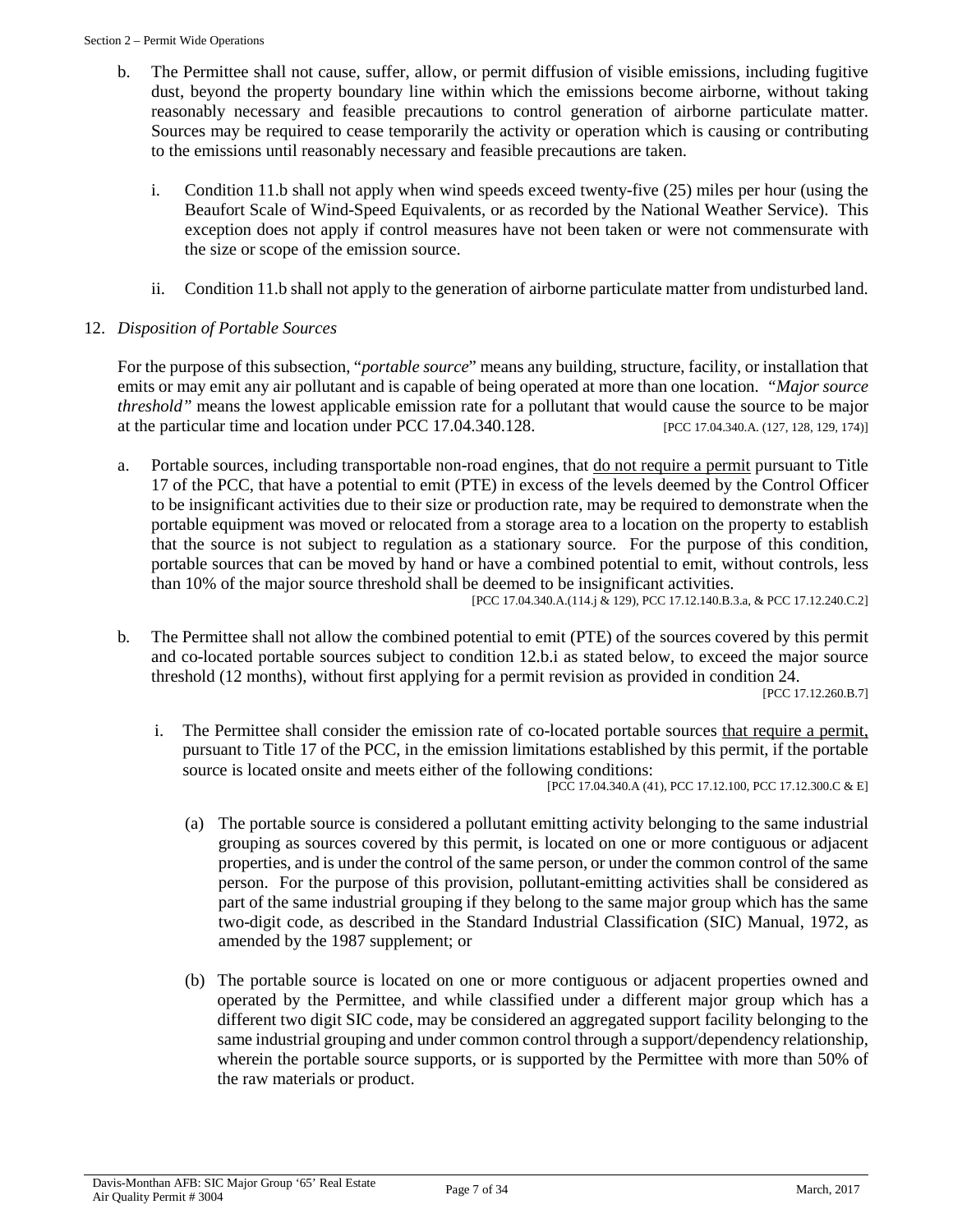b. The Permittee shall not cause, suffer, allow, or permit diffusion of visible emissions, including fugitive dust, beyond the property boundary line within which the emissions become airborne, without taking reasonably necessary and feasible precautions to control generation of airborne particulate matter. Sources may be required to cease temporarily the activity or operation which is causing or contributing to the emissions until reasonably necessary and feasible precautions are taken.

   i. Condition 11.b shall not apply when wind speeds exceed twenty-five (25) miles per hour (using the Beaufort Scale of Wind-Speed Equivalents, or as recorded by the National Weather Service). This exception does not apply if control measures have not been taken or were not commensurate with the size or scope of the emission source.

   ii. Condition 11.b shall not apply to the generation of airborne particulate matter from undisturbed land.

12. *Disposition of Portable Sources*

For the purpose of this subsection, "*portable source*" means any building, structure, facility, or installation that emits or may emit any air pollutant and is capable of being operated at more than one location. "*Major source threshold"* means the lowest applicable emission rate for a pollutant that would cause the source to be major at the particular time and location under PCC 17.04.340.128. [PCC 17.04.340.A. (127, 128, 129, 174)]

a. Portable sources, including transportable non-road engines, that do not require a permit pursuant to Title 17 of the PCC, that have a potential to emit (PTE) in excess of the levels deemed by the Control Officer to be insignificant activities due to their size or production rate, may be required to demonstrate when the portable equipment was moved or relocated from a storage area to a location on the property to establish that the source is not subject to regulation as a stationary source. For the purpose of this condition, portable sources that can be moved by hand or have a combined potential to emit, without controls, less than 10% of the major source threshold shall be deemed to be insignificant activities.
[PCC 17.04.340.A.(114.j & 129), PCC 17.12.140.B.3.a, & PCC 17.12.240.C.2]

b. The Permittee shall not allow the combined potential to emit (PTE) of the sources covered by this permit and co-located portable sources subject to condition 12.b.i as stated below, to exceed the major source threshold (12 months), without first applying for a permit revision as provided in condition 24.
[PCC 17.12.260.B.7]

   i. The Permittee shall consider the emission rate of co-located portable sources that require a permit, pursuant to Title 17 of the PCC, in the emission limitations established by this permit, if the portable source is located onsite and meets either of the following conditions:
   [PCC 17.04.340.A (41), PCC 17.12.100, PCC 17.12.300.C & E]

      (a) The portable source is considered a pollutant emitting activity belonging to the same industrial grouping as sources covered by this permit, is located on one or more contiguous or adjacent properties, and is under the control of the same person, or under the common control of the same person. For the purpose of this provision, pollutant-emitting activities shall be considered as part of the same industrial grouping if they belong to the same major group which has the same two-digit code, as described in the Standard Industrial Classification (SIC) Manual, 1972, as amended by the 1987 supplement; or

      (b) The portable source is located on one or more contiguous or adjacent properties owned and operated by the Permittee, and while classified under a different major group which has a different two digit SIC code, may be considered an aggregated support facility belonging to the same industrial grouping and under common control through a support/dependency relationship, wherein the portable source supports, or is supported by the Permittee with more than 50% of the raw materials or product.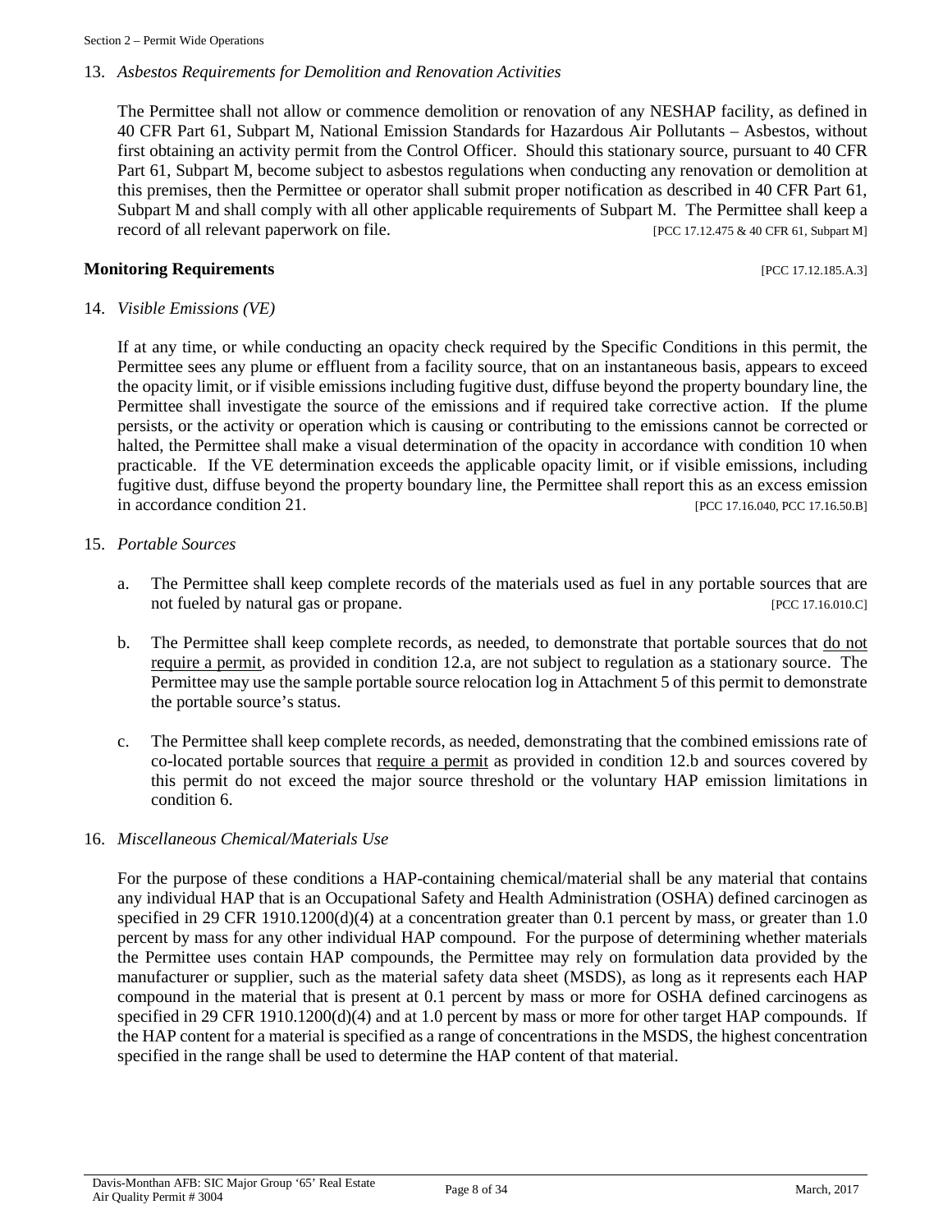13. *Asbestos Requirements for Demolition and Renovation Activities*

    The Permittee shall not allow or commence demolition or renovation of any NESHAP facility, as defined in 40 CFR Part 61, Subpart M, National Emission Standards for Hazardous Air Pollutants – Asbestos, without first obtaining an activity permit from the Control Officer. Should this stationary source, pursuant to 40 CFR Part 61, Subpart M, become subject to asbestos regulations when conducting any renovation or demolition at this premises, then the Permittee or operator shall submit proper notification as described in 40 CFR Part 61, Subpart M and shall comply with all other applicable requirements of Subpart M. The Permittee shall keep a record of all relevant paperwork on file. [PCC 17.12.475 & 40 CFR 61, Subpart M]

**Monitoring Requirements** [PCC 17.12.185.A.3]

14. *Visible Emissions (VE)*

    If at any time, or while conducting an opacity check required by the Specific Conditions in this permit, the Permittee sees any plume or effluent from a facility source, that on an instantaneous basis, appears to exceed the opacity limit, or if visible emissions including fugitive dust, diffuse beyond the property boundary line, the Permittee shall investigate the source of the emissions and if required take corrective action. If the plume persists, or the activity or operation which is causing or contributing to the emissions cannot be corrected or halted, the Permittee shall make a visual determination of the opacity in accordance with condition 10 when practicable. If the VE determination exceeds the applicable opacity limit, or if visible emissions, including fugitive dust, diffuse beyond the property boundary line, the Permittee shall report this as an excess emission in accordance condition 21. [PCC 17.16.040, PCC 17.16.50.B]

15. *Portable Sources*

    a. The Permittee shall keep complete records of the materials used as fuel in any portable sources that are not fueled by natural gas or propane. [PCC 17.16.010.C]

    b. The Permittee shall keep complete records, as needed, to demonstrate that portable sources that do not require a permit, as provided in condition 12.a, are not subject to regulation as a stationary source. The Permittee may use the sample portable source relocation log in Attachment 5 of this permit to demonstrate the portable source's status.

    c. The Permittee shall keep complete records, as needed, demonstrating that the combined emissions rate of co-located portable sources that require a permit as provided in condition 12.b and sources covered by this permit do not exceed the major source threshold or the voluntary HAP emission limitations in condition 6.

16. *Miscellaneous Chemical/Materials Use*

    For the purpose of these conditions a HAP-containing chemical/material shall be any material that contains any individual HAP that is an Occupational Safety and Health Administration (OSHA) defined carcinogen as specified in 29 CFR 1910.1200(d)(4) at a concentration greater than 0.1 percent by mass, or greater than 1.0 percent by mass for any other individual HAP compound. For the purpose of determining whether materials the Permittee uses contain HAP compounds, the Permittee may rely on formulation data provided by the manufacturer or supplier, such as the material safety data sheet (MSDS), as long as it represents each HAP compound in the material that is present at 0.1 percent by mass or more for OSHA defined carcinogens as specified in 29 CFR 1910.1200(d)(4) and at 1.0 percent by mass or more for other target HAP compounds. If the HAP content for a material is specified as a range of concentrations in the MSDS, the highest concentration specified in the range shall be used to determine the HAP content of that material.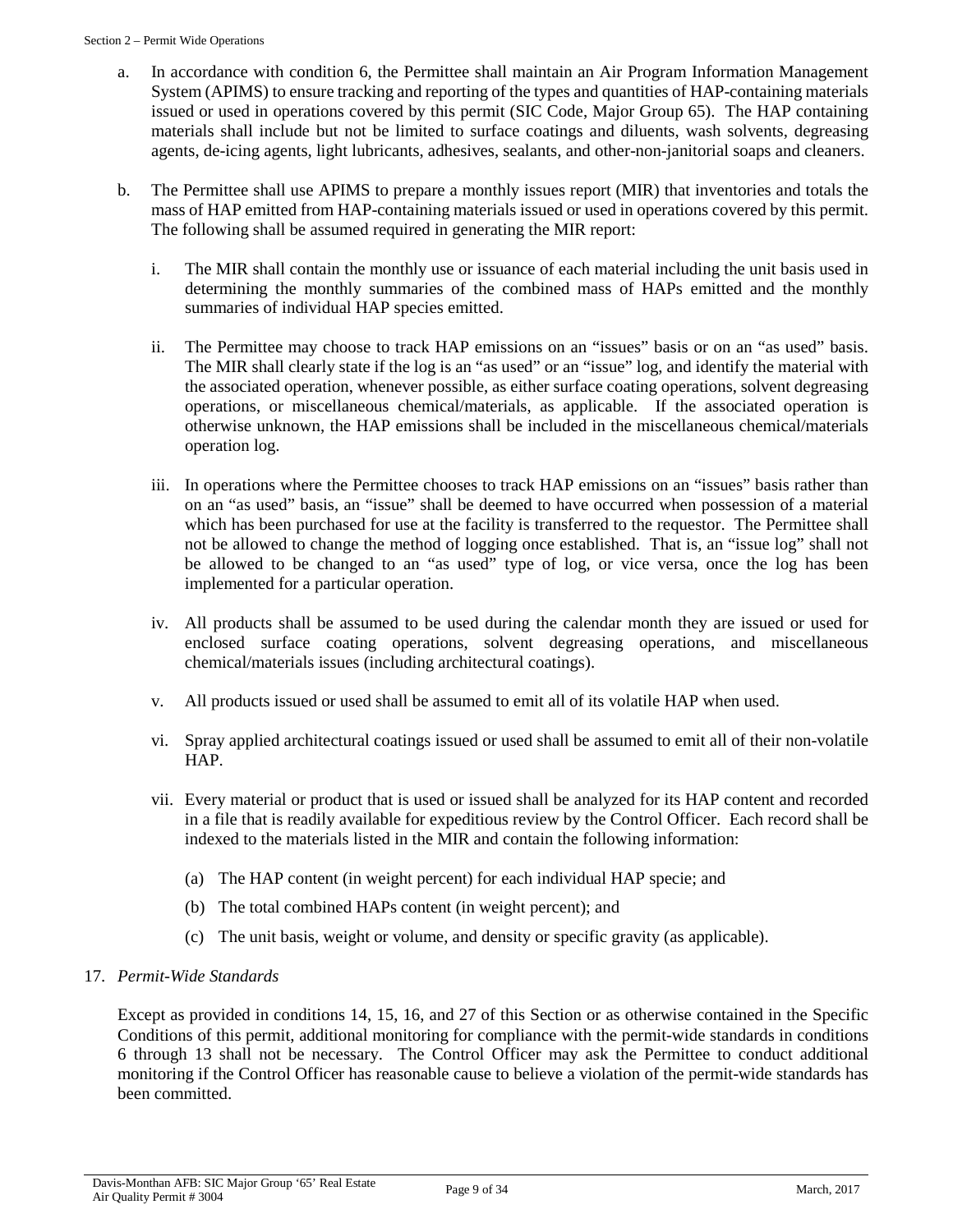a. In accordance with condition 6, the Permittee shall maintain an Air Program Information Management System (APIMS) to ensure tracking and reporting of the types and quantities of HAP-containing materials issued or used in operations covered by this permit (SIC Code, Major Group 65). The HAP containing materials shall include but not be limited to surface coatings and diluents, wash solvents, degreasing agents, de-icing agents, light lubricants, adhesives, sealants, and other-non-janitorial soaps and cleaners.

b. The Permittee shall use APIMS to prepare a monthly issues report (MIR) that inventories and totals the mass of HAP emitted from HAP-containing materials issued or used in operations covered by this permit. The following shall be assumed required in generating the MIR report:

   i. The MIR shall contain the monthly use or issuance of each material including the unit basis used in determining the monthly summaries of the combined mass of HAPs emitted and the monthly summaries of individual HAP species emitted.

   ii. The Permittee may choose to track HAP emissions on an "issues" basis or on an "as used" basis. The MIR shall clearly state if the log is an "as used" or an "issue" log, and identify the material with the associated operation, whenever possible, as either surface coating operations, solvent degreasing operations, or miscellaneous chemical/materials, as applicable. If the associated operation is otherwise unknown, the HAP emissions shall be included in the miscellaneous chemical/materials operation log.

   iii. In operations where the Permittee chooses to track HAP emissions on an "issues" basis rather than on an "as used" basis, an "issue" shall be deemed to have occurred when possession of a material which has been purchased for use at the facility is transferred to the requestor. The Permittee shall not be allowed to change the method of logging once established. That is, an "issue log" shall not be allowed to be changed to an "as used" type of log, or vice versa, once the log has been implemented for a particular operation.

   iv. All products shall be assumed to be used during the calendar month they are issued or used for enclosed surface coating operations, solvent degreasing operations, and miscellaneous chemical/materials issues (including architectural coatings).

   v. All products issued or used shall be assumed to emit all of its volatile HAP when used.

   vi. Spray applied architectural coatings issued or used shall be assumed to emit all of their non-volatile HAP.

   vii. Every material or product that is used or issued shall be analyzed for its HAP content and recorded in a file that is readily available for expeditious review by the Control Officer. Each record shall be indexed to the materials listed in the MIR and contain the following information:

      (a) The HAP content (in weight percent) for each individual HAP specie; and

      (b) The total combined HAPs content (in weight percent); and

      (c) The unit basis, weight or volume, and density or specific gravity (as applicable).

17. *Permit-Wide Standards*

Except as provided in conditions 14, 15, 16, and 27 of this Section or as otherwise contained in the Specific Conditions of this permit, additional monitoring for compliance with the permit-wide standards in conditions 6 through 13 shall not be necessary. The Control Officer may ask the Permittee to conduct additional monitoring if the Control Officer has reasonable cause to believe a violation of the permit-wide standards has been committed.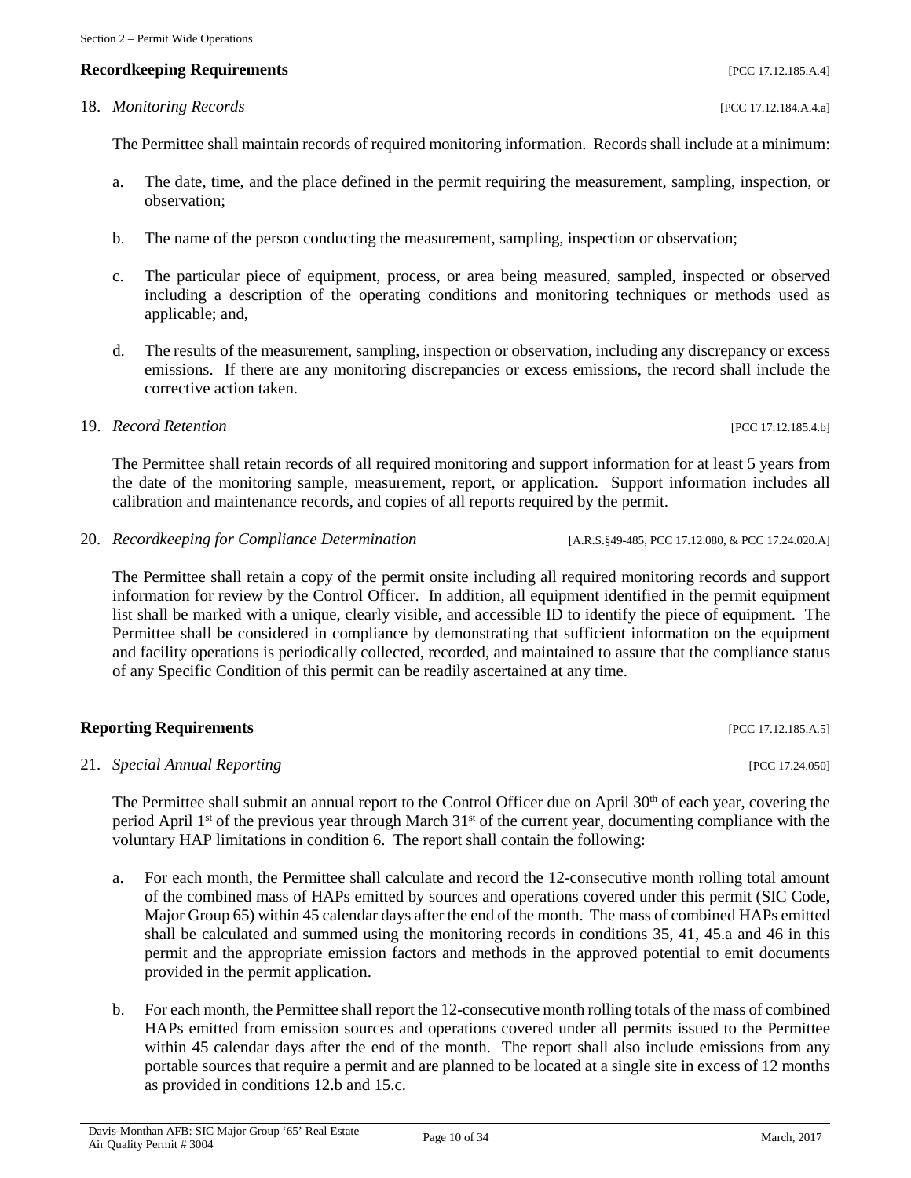### Recordkeeping Requirements [PCC 17.12.185.A.4]

18. *Monitoring Records* [PCC 17.12.184.A.4.a]

    The Permittee shall maintain records of required monitoring information. Records shall include at a minimum:

    a. The date, time, and the place defined in the permit requiring the measurement, sampling, inspection, or observation;

    b. The name of the person conducting the measurement, sampling, inspection or observation;

    c. The particular piece of equipment, process, or area being measured, sampled, inspected or observed including a description of the operating conditions and monitoring techniques or methods used as applicable; and,

    d. The results of the measurement, sampling, inspection or observation, including any discrepancy or excess emissions. If there are any monitoring discrepancies or excess emissions, the record shall include the corrective action taken.

19. *Record Retention* [PCC 17.12.185.4.b]

    The Permittee shall retain records of all required monitoring and support information for at least 5 years from the date of the monitoring sample, measurement, report, or application. Support information includes all calibration and maintenance records, and copies of all reports required by the permit.

20. *Recordkeeping for Compliance Determination* [A.R.S.§49-485, PCC 17.12.080, & PCC 17.24.020.A]

    The Permittee shall retain a copy of the permit onsite including all required monitoring records and support information for review by the Control Officer. In addition, all equipment identified in the permit equipment list shall be marked with a unique, clearly visible, and accessible ID to identify the piece of equipment. The Permittee shall be considered in compliance by demonstrating that sufficient information on the equipment and facility operations is periodically collected, recorded, and maintained to assure that the compliance status of any Specific Condition of this permit can be readily ascertained at any time.

### Reporting Requirements [PCC 17.12.185.A.5]

21. *Special Annual Reporting* [PCC 17.24.050]

    The Permittee shall submit an annual report to the Control Officer due on April 30th of each year, covering the period April 1st of the previous year through March 31st of the current year, documenting compliance with the voluntary HAP limitations in condition 6. The report shall contain the following:

    a. For each month, the Permittee shall calculate and record the 12-consecutive month rolling total amount of the combined mass of HAPs emitted by sources and operations covered under this permit (SIC Code, Major Group 65) within 45 calendar days after the end of the month. The mass of combined HAPs emitted shall be calculated and summed using the monitoring records in conditions 35, 41, 45.a and 46 in this permit and the appropriate emission factors and methods in the approved potential to emit documents provided in the permit application.

    b. For each month, the Permittee shall report the 12-consecutive month rolling totals of the mass of combined HAPs emitted from emission sources and operations covered under all permits issued to the Permittee within 45 calendar days after the end of the month. The report shall also include emissions from any portable sources that require a permit and are planned to be located at a single site in excess of 12 months as provided in conditions 12.b and 15.c.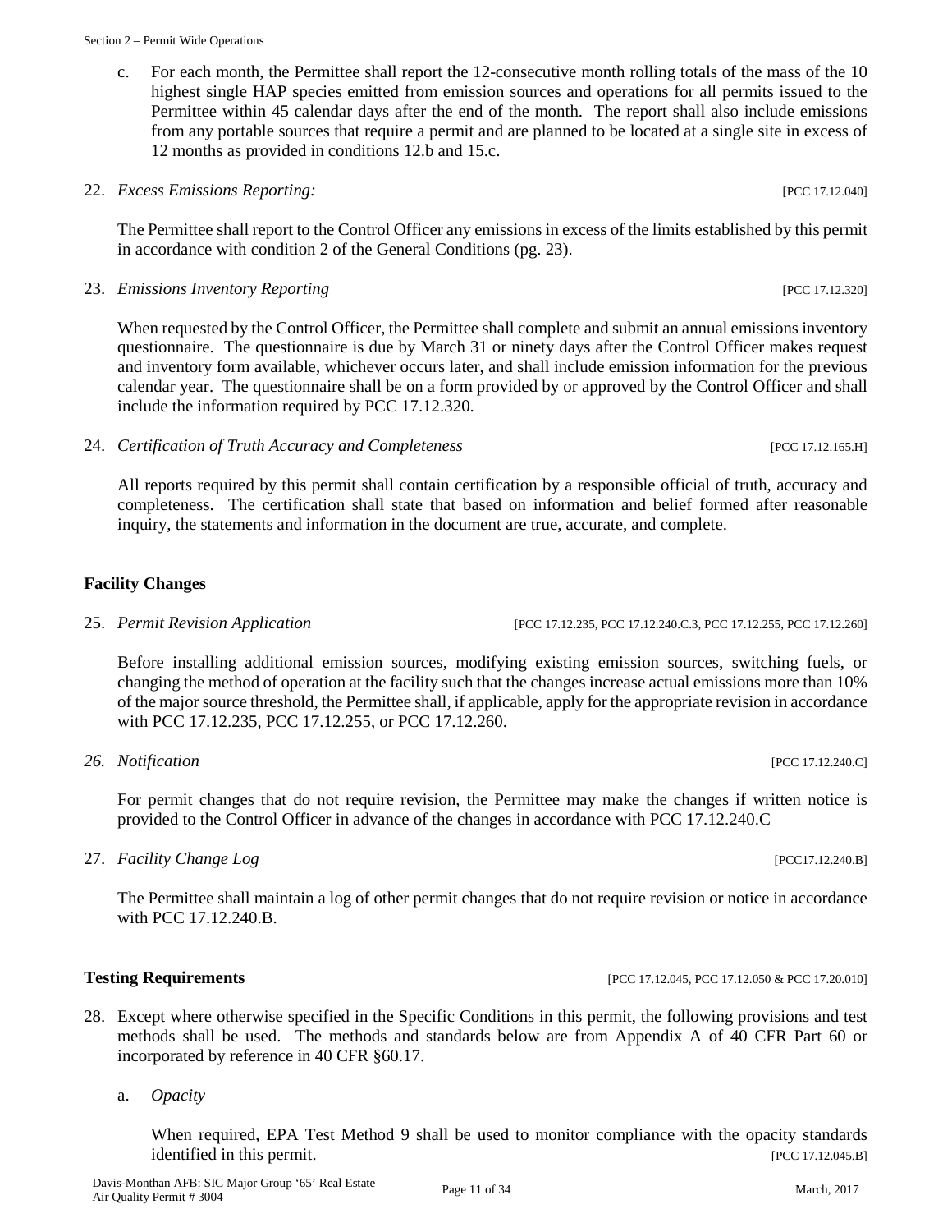c. For each month, the Permittee shall report the 12-consecutive month rolling totals of the mass of the 10 highest single HAP species emitted from emission sources and operations for all permits issued to the Permittee within 45 calendar days after the end of the month. The report shall also include emissions from any portable sources that require a permit and are planned to be located at a single site in excess of 12 months as provided in conditions 12.b and 15.c.

22. *Excess Emissions Reporting:* [PCC 17.12.040]

The Permittee shall report to the Control Officer any emissions in excess of the limits established by this permit in accordance with condition 2 of the General Conditions (pg. 23).

23. *Emissions Inventory Reporting* [PCC 17.12.320]

When requested by the Control Officer, the Permittee shall complete and submit an annual emissions inventory questionnaire. The questionnaire is due by March 31 or ninety days after the Control Officer makes request and inventory form available, whichever occurs later, and shall include emission information for the previous calendar year. The questionnaire shall be on a form provided by or approved by the Control Officer and shall include the information required by PCC 17.12.320.

24. *Certification of Truth Accuracy and Completeness* [PCC 17.12.165.H]

All reports required by this permit shall contain certification by a responsible official of truth, accuracy and completeness. The certification shall state that based on information and belief formed after reasonable inquiry, the statements and information in the document are true, accurate, and complete.

**Facility Changes**

25. *Permit Revision Application* [PCC 17.12.235, PCC 17.12.240.C.3, PCC 17.12.255, PCC 17.12.260]

Before installing additional emission sources, modifying existing emission sources, switching fuels, or changing the method of operation at the facility such that the changes increase actual emissions more than 10% of the major source threshold, the Permittee shall, if applicable, apply for the appropriate revision in accordance with PCC 17.12.235, PCC 17.12.255, or PCC 17.12.260.

26. *Notification* [PCC 17.12.240.C]

For permit changes that do not require revision, the Permittee may make the changes if written notice is provided to the Control Officer in advance of the changes in accordance with PCC 17.12.240.C

27. *Facility Change Log* [PCC17.12.240.B]

The Permittee shall maintain a log of other permit changes that do not require revision or notice in accordance with PCC 17.12.240.B.

**Testing Requirements** [PCC 17.12.045, PCC 17.12.050 & PCC 17.20.010]

28. Except where otherwise specified in the Specific Conditions in this permit, the following provisions and test methods shall be used. The methods and standards below are from Appendix A of 40 CFR Part 60 or incorporated by reference in 40 CFR §60.17.

a. *Opacity*

When required, EPA Test Method 9 shall be used to monitor compliance with the opacity standards identified in this permit. [PCC 17.12.045.B]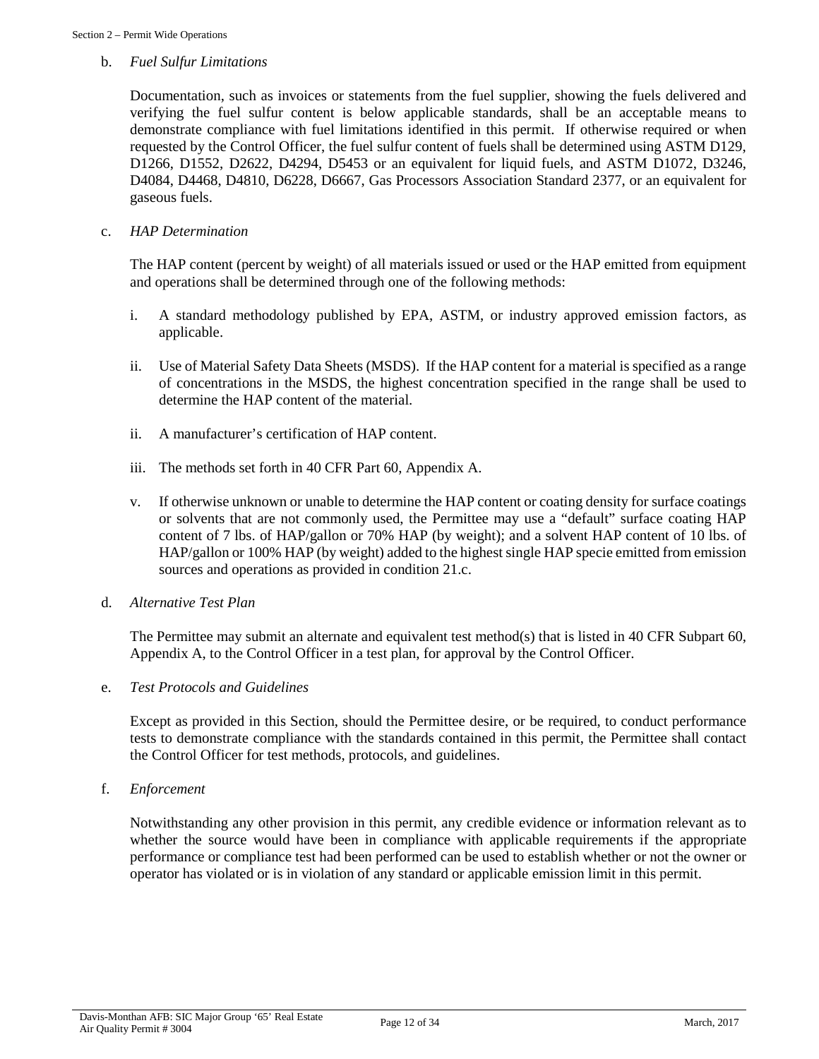b. *Fuel Sulfur Limitations*

Documentation, such as invoices or statements from the fuel supplier, showing the fuels delivered and verifying the fuel sulfur content is below applicable standards, shall be an acceptable means to demonstrate compliance with fuel limitations identified in this permit. If otherwise required or when requested by the Control Officer, the fuel sulfur content of fuels shall be determined using ASTM D129, D1266, D1552, D2622, D4294, D5453 or an equivalent for liquid fuels, and ASTM D1072, D3246, D4084, D4468, D4810, D6228, D6667, Gas Processors Association Standard 2377, or an equivalent for gaseous fuels.

c. *HAP Determination*

The HAP content (percent by weight) of all materials issued or used or the HAP emitted from equipment and operations shall be determined through one of the following methods:

i. A standard methodology published by EPA, ASTM, or industry approved emission factors, as applicable.

ii. Use of Material Safety Data Sheets (MSDS). If the HAP content for a material is specified as a range of concentrations in the MSDS, the highest concentration specified in the range shall be used to determine the HAP content of the material.

ii. A manufacturer's certification of HAP content.

iii. The methods set forth in 40 CFR Part 60, Appendix A.

v. If otherwise unknown or unable to determine the HAP content or coating density for surface coatings or solvents that are not commonly used, the Permittee may use a "default" surface coating HAP content of 7 lbs. of HAP/gallon or 70% HAP (by weight); and a solvent HAP content of 10 lbs. of HAP/gallon or 100% HAP (by weight) added to the highest single HAP specie emitted from emission sources and operations as provided in condition 21.c.

d. *Alternative Test Plan*

The Permittee may submit an alternate and equivalent test method(s) that is listed in 40 CFR Subpart 60, Appendix A, to the Control Officer in a test plan, for approval by the Control Officer.

e. *Test Protocols and Guidelines*

Except as provided in this Section, should the Permittee desire, or be required, to conduct performance tests to demonstrate compliance with the standards contained in this permit, the Permittee shall contact the Control Officer for test methods, protocols, and guidelines.

f. *Enforcement*

Notwithstanding any other provision in this permit, any credible evidence or information relevant as to whether the source would have been in compliance with applicable requirements if the appropriate performance or compliance test had been performed can be used to establish whether or not the owner or operator has violated or is in violation of any standard or applicable emission limit in this permit.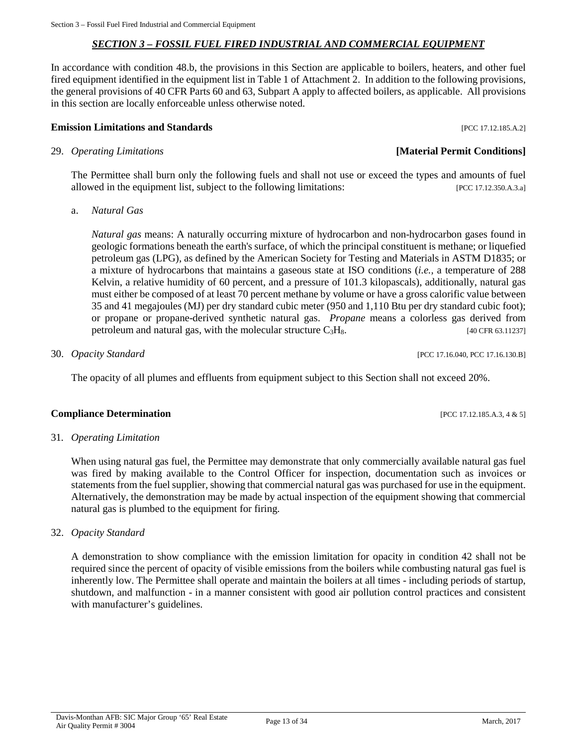## *SECTION 3 – FOSSIL FUEL FIRED INDUSTRIAL AND COMMERCIAL EQUIPMENT*

In accordance with condition 48.b, the provisions in this Section are applicable to boilers, heaters, and other fuel fired equipment identified in the equipment list in Table 1 of Attachment 2. In addition to the following provisions, the general provisions of 40 CFR Parts 60 and 63, Subpart A apply to affected boilers, as applicable. All provisions in this section are locally enforceable unless otherwise noted.

### Emission Limitations and Standards [PCC 17.12.185.A.2]

29. *Operating Limitations* **[Material Permit Conditions]**

    The Permittee shall burn only the following fuels and shall not use or exceed the types and amounts of fuel allowed in the equipment list, subject to the following limitations: [PCC 17.12.350.A.3.a]

    a. *Natural Gas*

       *Natural gas* means: A naturally occurring mixture of hydrocarbon and non-hydrocarbon gases found in geologic formations beneath the earth's surface, of which the principal constituent is methane; or liquefied petroleum gas (LPG), as defined by the American Society for Testing and Materials in ASTM D1835; or a mixture of hydrocarbons that maintains a gaseous state at ISO conditions (*i.e.,* a temperature of 288 Kelvin, a relative humidity of 60 percent, and a pressure of 101.3 kilopascals), additionally, natural gas must either be composed of at least 70 percent methane by volume or have a gross calorific value between 35 and 41 megajoules (MJ) per dry standard cubic meter (950 and 1,110 Btu per dry standard cubic foot); or propane or propane-derived synthetic natural gas. *Propane* means a colorless gas derived from petroleum and natural gas, with the molecular structure $C_3H_8$. [40 CFR 63.11237]

30. *Opacity Standard* [PCC 17.16.040, PCC 17.16.130.B]

    The opacity of all plumes and effluents from equipment subject to this Section shall not exceed 20%.

### Compliance Determination [PCC 17.12.185.A.3, 4 & 5]

31. *Operating Limitation*

    When using natural gas fuel, the Permittee may demonstrate that only commercially available natural gas fuel was fired by making available to the Control Officer for inspection, documentation such as invoices or statements from the fuel supplier, showing that commercial natural gas was purchased for use in the equipment. Alternatively, the demonstration may be made by actual inspection of the equipment showing that commercial natural gas is plumbed to the equipment for firing.

32. *Opacity Standard*

    A demonstration to show compliance with the emission limitation for opacity in condition 42 shall not be required since the percent of opacity of visible emissions from the boilers while combusting natural gas fuel is inherently low. The Permittee shall operate and maintain the boilers at all times - including periods of startup, shutdown, and malfunction - in a manner consistent with good air pollution control practices and consistent with manufacturer's guidelines.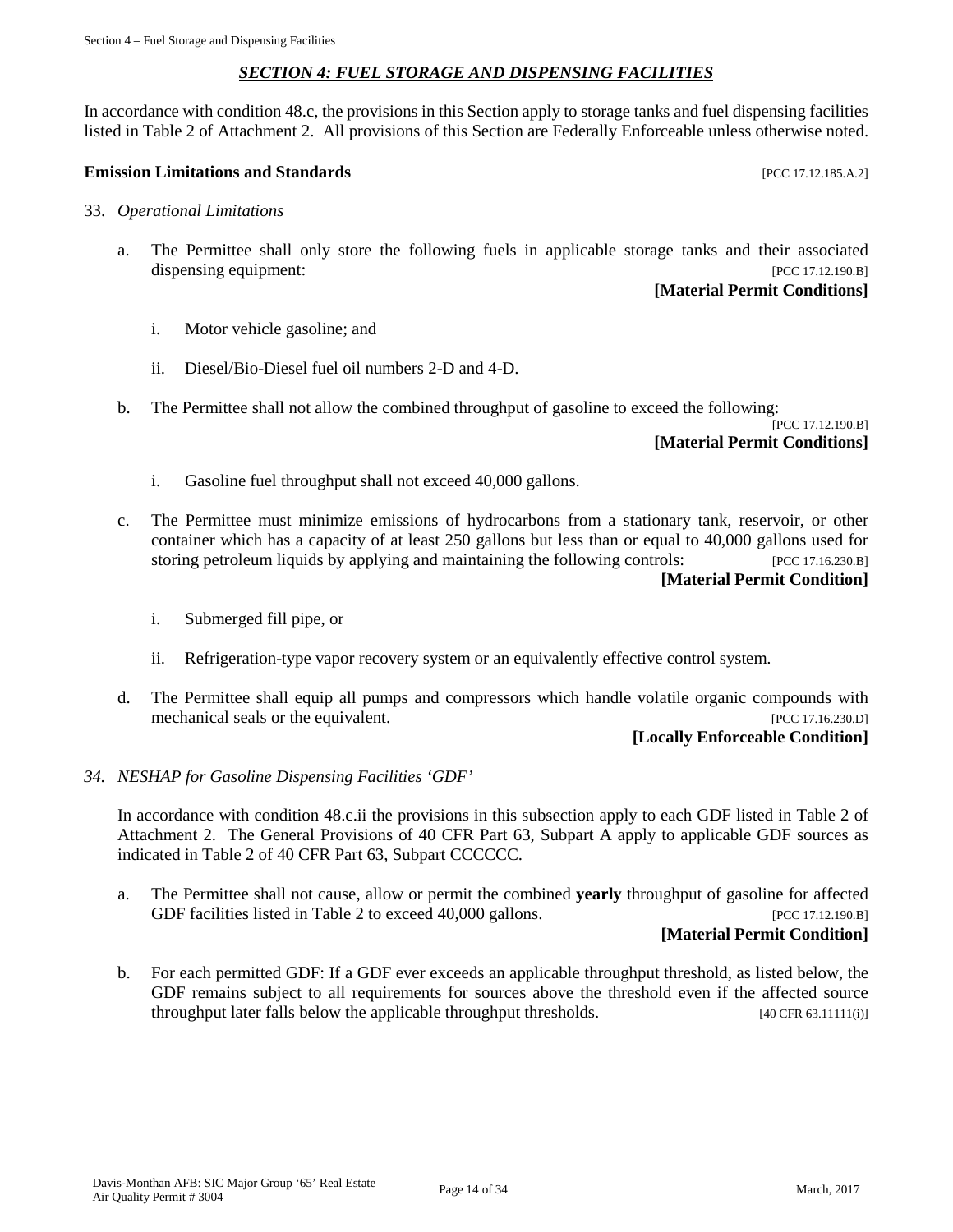## *SECTION 4: FUEL STORAGE AND DISPENSING FACILITIES*

In accordance with condition 48.c, the provisions in this Section apply to storage tanks and fuel dispensing facilities listed in Table 2 of Attachment 2. All provisions of this Section are Federally Enforceable unless otherwise noted.

**Emission Limitations and Standards** [PCC 17.12.185.A.2]

33. *Operational Limitations*

    a. The Permittee shall only store the following fuels in applicable storage tanks and their associated dispensing equipment: [PCC 17.12.190.B] **[Material Permit Conditions]**

        i. Motor vehicle gasoline; and

        ii. Diesel/Bio-Diesel fuel oil numbers 2-D and 4-D.

    b. The Permittee shall not allow the combined throughput of gasoline to exceed the following: [PCC 17.12.190.B] **[Material Permit Conditions]**

        i. Gasoline fuel throughput shall not exceed 40,000 gallons.

    c. The Permittee must minimize emissions of hydrocarbons from a stationary tank, reservoir, or other container which has a capacity of at least 250 gallons but less than or equal to 40,000 gallons used for storing petroleum liquids by applying and maintaining the following controls: [PCC 17.16.230.B] **[Material Permit Condition]**

        i. Submerged fill pipe, or

        ii. Refrigeration-type vapor recovery system or an equivalently effective control system.

    d. The Permittee shall equip all pumps and compressors which handle volatile organic compounds with mechanical seals or the equivalent. [PCC 17.16.230.D] **[Locally Enforceable Condition]**

34. *NESHAP for Gasoline Dispensing Facilities 'GDF'*

    In accordance with condition 48.c.ii the provisions in this subsection apply to each GDF listed in Table 2 of Attachment 2. The General Provisions of 40 CFR Part 63, Subpart A apply to applicable GDF sources as indicated in Table 2 of 40 CFR Part 63, Subpart CCCCCC.

    a. The Permittee shall not cause, allow or permit the combined **yearly** throughput of gasoline for affected GDF facilities listed in Table 2 to exceed 40,000 gallons. [PCC 17.12.190.B] **[Material Permit Condition]**

    b. For each permitted GDF: If a GDF ever exceeds an applicable throughput threshold, as listed below, the GDF remains subject to all requirements for sources above the threshold even if the affected source throughput later falls below the applicable throughput thresholds. [40 CFR 63.11111(i)]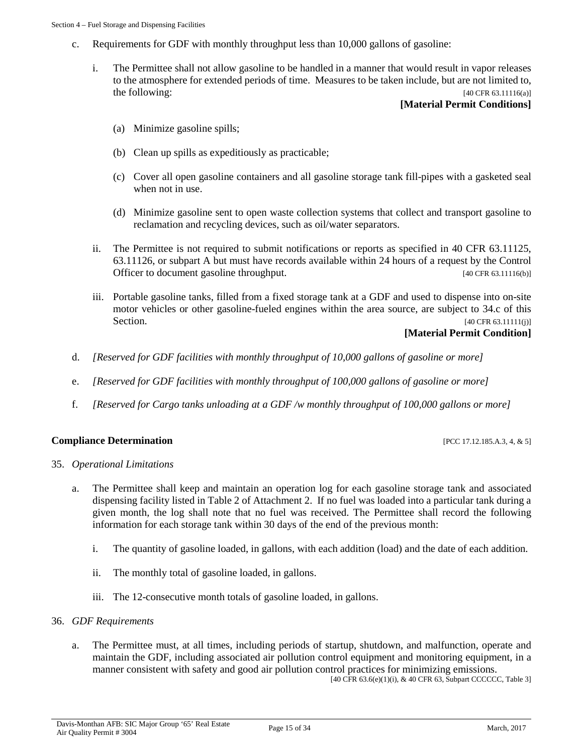c. Requirements for GDF with monthly throughput less than 10,000 gallons of gasoline:

   i. The Permittee shall not allow gasoline to be handled in a manner that would result in vapor releases to the atmosphere for extended periods of time. Measures to be taken include, but are not limited to, the following: [40 CFR 63.11116(a)]

   **[Material Permit Conditions]**

   (a) Minimize gasoline spills;

   (b) Clean up spills as expeditiously as practicable;

   (c) Cover all open gasoline containers and all gasoline storage tank fill-pipes with a gasketed seal when not in use.

   (d) Minimize gasoline sent to open waste collection systems that collect and transport gasoline to reclamation and recycling devices, such as oil/water separators.

   ii. The Permittee is not required to submit notifications or reports as specified in 40 CFR 63.11125, 63.11126, or subpart A but must have records available within 24 hours of a request by the Control Officer to document gasoline throughput. [40 CFR 63.11116(b)]

   iii. Portable gasoline tanks, filled from a fixed storage tank at a GDF and used to dispense into on-site motor vehicles or other gasoline-fueled engines within the area source, are subject to 34.c of this Section. [40 CFR 63.11111(j)]

   **[Material Permit Condition]**

d. *[Reserved for GDF facilities with monthly throughput of 10,000 gallons of gasoline or more]*

e. *[Reserved for GDF facilities with monthly throughput of 100,000 gallons of gasoline or more]*

f. *[Reserved for Cargo tanks unloading at a GDF /w monthly throughput of 100,000 gallons or more]*

**Compliance Determination** [PCC 17.12.185.A.3, 4, & 5]

35. *Operational Limitations*

   a. The Permittee shall keep and maintain an operation log for each gasoline storage tank and associated dispensing facility listed in Table 2 of Attachment 2. If no fuel was loaded into a particular tank during a given month, the log shall note that no fuel was received. The Permittee shall record the following information for each storage tank within 30 days of the end of the previous month:

      i. The quantity of gasoline loaded, in gallons, with each addition (load) and the date of each addition.

      ii. The monthly total of gasoline loaded, in gallons.

      iii. The 12-consecutive month totals of gasoline loaded, in gallons.

36. *GDF Requirements*

   a. The Permittee must, at all times, including periods of startup, shutdown, and malfunction, operate and maintain the GDF, including associated air pollution control equipment and monitoring equipment, in a manner consistent with safety and good air pollution control practices for minimizing emissions. [40 CFR 63.6(e)(1)(i), & 40 CFR 63, Subpart CCCCCC, Table 3]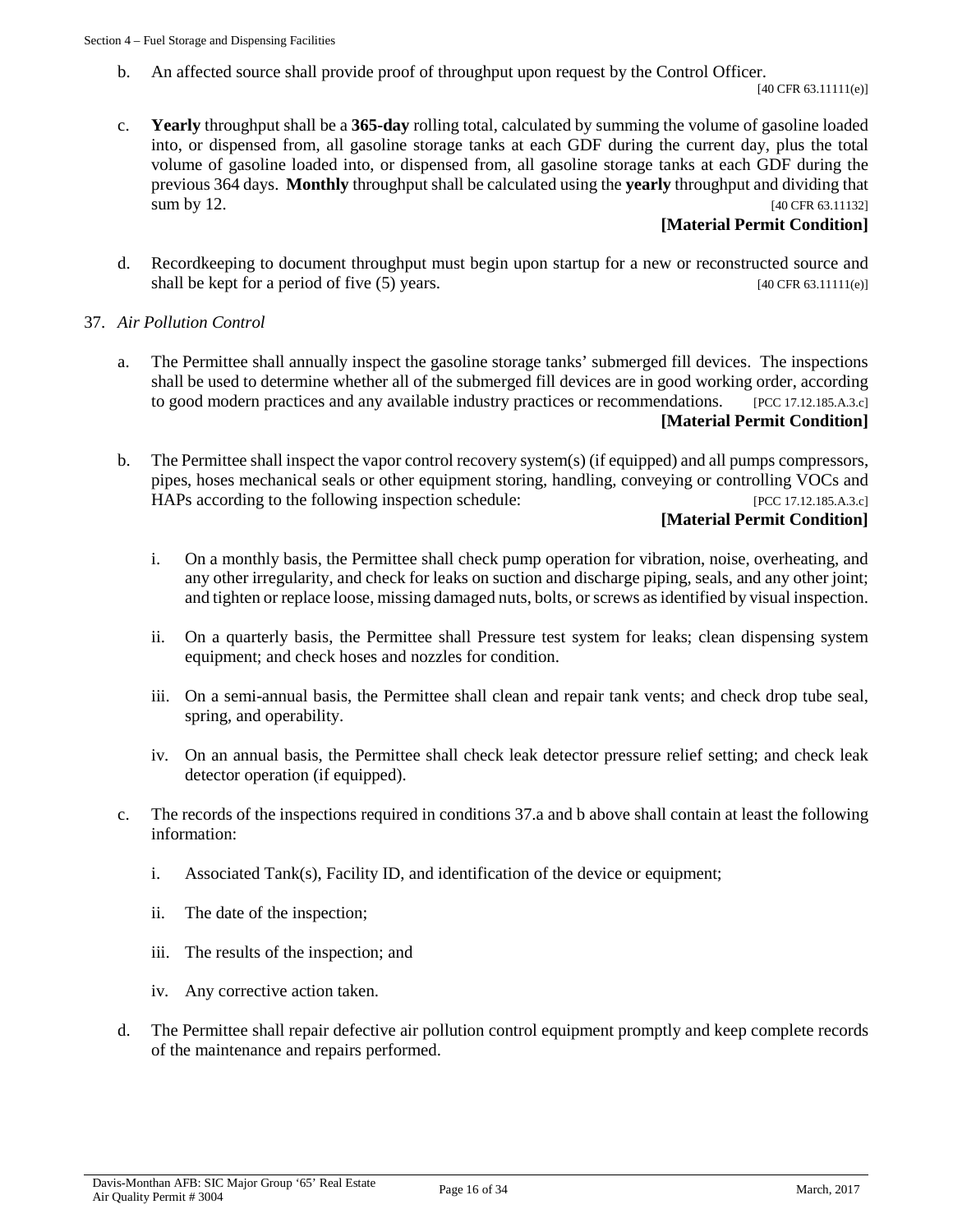b. An affected source shall provide proof of throughput upon request by the Control Officer. [40 CFR 63.11111(e)]

c. **Yearly** throughput shall be a **365-day** rolling total, calculated by summing the volume of gasoline loaded into, or dispensed from, all gasoline storage tanks at each GDF during the current day, plus the total volume of gasoline loaded into, or dispensed from, all gasoline storage tanks at each GDF during the previous 364 days. **Monthly** throughput shall be calculated using the **yearly** throughput and dividing that sum by 12. [40 CFR 63.11132]
**[Material Permit Condition]**

d. Recordkeeping to document throughput must begin upon startup for a new or reconstructed source and shall be kept for a period of five (5) years. [40 CFR 63.11111(e)]

37. *Air Pollution Control*

a. The Permittee shall annually inspect the gasoline storage tanks' submerged fill devices. The inspections shall be used to determine whether all of the submerged fill devices are in good working order, according to good modern practices and any available industry practices or recommendations. [PCC 17.12.185.A.3.c]
**[Material Permit Condition]**

b. The Permittee shall inspect the vapor control recovery system(s) (if equipped) and all pumps compressors, pipes, hoses mechanical seals or other equipment storing, handling, conveying or controlling VOCs and HAPs according to the following inspection schedule: [PCC 17.12.185.A.3.c]
**[Material Permit Condition]**

   i. On a monthly basis, the Permittee shall check pump operation for vibration, noise, overheating, and any other irregularity, and check for leaks on suction and discharge piping, seals, and any other joint; and tighten or replace loose, missing damaged nuts, bolts, or screws as identified by visual inspection.

   ii. On a quarterly basis, the Permittee shall Pressure test system for leaks; clean dispensing system equipment; and check hoses and nozzles for condition.

   iii. On a semi-annual basis, the Permittee shall clean and repair tank vents; and check drop tube seal, spring, and operability.

   iv. On an annual basis, the Permittee shall check leak detector pressure relief setting; and check leak detector operation (if equipped).

c. The records of the inspections required in conditions 37.a and b above shall contain at least the following information:

   i. Associated Tank(s), Facility ID, and identification of the device or equipment;

   ii. The date of the inspection;

   iii. The results of the inspection; and

   iv. Any corrective action taken.

d. The Permittee shall repair defective air pollution control equipment promptly and keep complete records of the maintenance and repairs performed.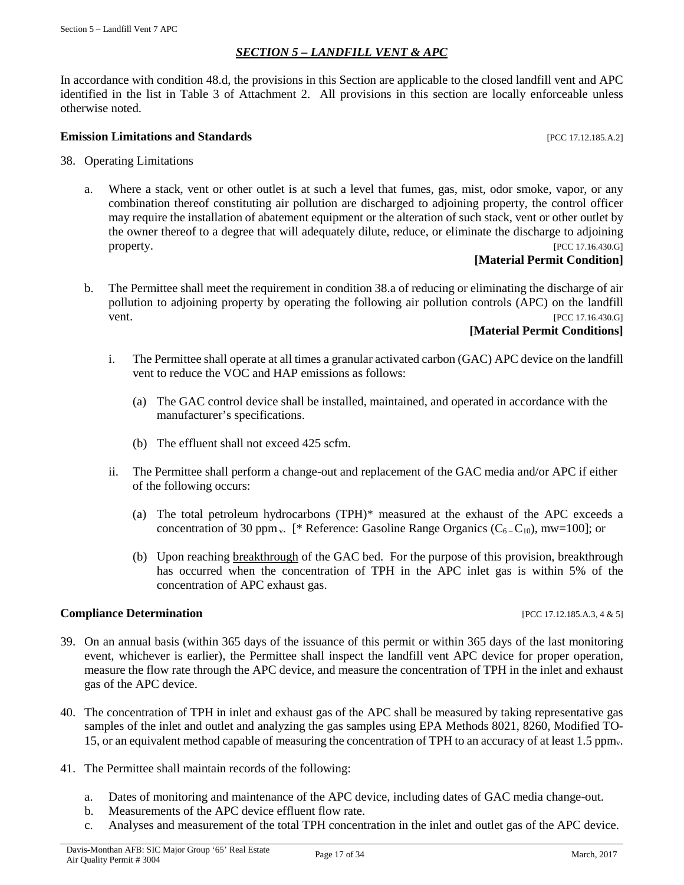## *SECTION 5 – LANDFILL VENT & APC*

In accordance with condition 48.d, the provisions in this Section are applicable to the closed landfill vent and APC identified in the list in Table 3 of Attachment 2. All provisions in this section are locally enforceable unless otherwise noted.

**Emission Limitations and Standards** [PCC 17.12.185.A.2]

38. Operating Limitations

    a. Where a stack, vent or other outlet is at such a level that fumes, gas, mist, odor smoke, vapor, or any combination thereof constituting air pollution are discharged to adjoining property, the control officer may require the installation of abatement equipment or the alteration of such stack, vent or other outlet by the owner thereof to a degree that will adequately dilute, reduce, or eliminate the discharge to adjoining property. [PCC 17.16.430.G]

    **[Material Permit Condition]**

    b. The Permittee shall meet the requirement in condition 38.a of reducing or eliminating the discharge of air pollution to adjoining property by operating the following air pollution controls (APC) on the landfill vent. [PCC 17.16.430.G]

    **[Material Permit Conditions]**

    i. The Permittee shall operate at all times a granular activated carbon (GAC) APC device on the landfill vent to reduce the VOC and HAP emissions as follows:

        (a) The GAC control device shall be installed, maintained, and operated in accordance with the manufacturer's specifications.

        (b) The effluent shall not exceed 425 scfm.

    ii. The Permittee shall perform a change-out and replacement of the GAC media and/or APC if either of the following occurs:

        (a) The total petroleum hydrocarbons (TPH)* measured at the exhaust of the APC exceeds a concentration of 30 $ppm_v$. [* Reference: Gasoline Range Organics ($C_{6-}C_{10}$), mw=100]; or

        (b) Upon reaching <u>breakthrough</u> of the GAC bed. For the purpose of this provision, breakthrough has occurred when the concentration of TPH in the APC inlet gas is within 5% of the concentration of APC exhaust gas.

**Compliance Determination** [PCC 17.12.185.A.3, 4 & 5]

39. On an annual basis (within 365 days of the issuance of this permit or within 365 days of the last monitoring event, whichever is earlier), the Permittee shall inspect the landfill vent APC device for proper operation, measure the flow rate through the APC device, and measure the concentration of TPH in the inlet and exhaust gas of the APC device.

40. The concentration of TPH in inlet and exhaust gas of the APC shall be measured by taking representative gas samples of the inlet and outlet and analyzing the gas samples using EPA Methods 8021, 8260, Modified TO-15, or an equivalent method capable of measuring the concentration of TPH to an accuracy of at least 1.5 $ppm_v$.

41. The Permittee shall maintain records of the following:

    a. Dates of monitoring and maintenance of the APC device, including dates of GAC media change-out.
    b. Measurements of the APC device effluent flow rate.
    c. Analyses and measurement of the total TPH concentration in the inlet and outlet gas of the APC device.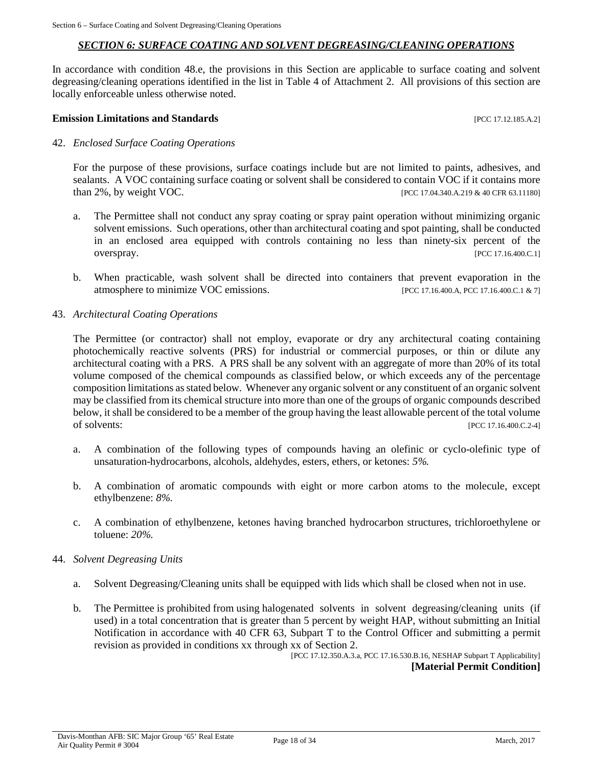## *SECTION 6: SURFACE COATING AND SOLVENT DEGREASING/CLEANING OPERATIONS*

In accordance with condition 48.e, the provisions in this Section are applicable to surface coating and solvent degreasing/cleaning operations identified in the list in Table 4 of Attachment 2. All provisions of this section are locally enforceable unless otherwise noted.

**Emission Limitations and Standards** [PCC 17.12.185.A.2]

42. *Enclosed Surface Coating Operations*

    For the purpose of these provisions, surface coatings include but are not limited to paints, adhesives, and sealants. A VOC containing surface coating or solvent shall be considered to contain VOC if it contains more than 2%, by weight VOC. [PCC 17.04.340.A.219 & 40 CFR 63.11180]

    a. The Permittee shall not conduct any spray coating or spray paint operation without minimizing organic solvent emissions. Such operations, other than architectural coating and spot painting, shall be conducted in an enclosed area equipped with controls containing no less than ninety-six percent of the overspray. [PCC 17.16.400.C.1]

    b. When practicable, wash solvent shall be directed into containers that prevent evaporation in the atmosphere to minimize VOC emissions. [PCC 17.16.400.A, PCC 17.16.400.C.1 & 7]

43. *Architectural Coating Operations*

    The Permittee (or contractor) shall not employ, evaporate or dry any architectural coating containing photochemically reactive solvents (PRS) for industrial or commercial purposes, or thin or dilute any architectural coating with a PRS. A PRS shall be any solvent with an aggregate of more than 20% of its total volume composed of the chemical compounds as classified below, or which exceeds any of the percentage composition limitations as stated below. Whenever any organic solvent or any constituent of an organic solvent may be classified from its chemical structure into more than one of the groups of organic compounds described below, it shall be considered to be a member of the group having the least allowable percent of the total volume of solvents: [PCC 17.16.400.C.2-4]

    a. A combination of the following types of compounds having an olefinic or cyclo-olefinic type of unsaturation-hydrocarbons, alcohols, aldehydes, esters, ethers, or ketones: *5%.*

    b. A combination of aromatic compounds with eight or more carbon atoms to the molecule, except ethylbenzene: *8%.*

    c. A combination of ethylbenzene, ketones having branched hydrocarbon structures, trichloroethylene or toluene: *20%.*

44. *Solvent Degreasing Units*

    a. Solvent Degreasing/Cleaning units shall be equipped with lids which shall be closed when not in use.

    b. The Permittee is prohibited from using halogenated solvents in solvent degreasing/cleaning units (if used) in a total concentration that is greater than 5 percent by weight HAP, without submitting an Initial Notification in accordance with 40 CFR 63, Subpart T to the Control Officer and submitting a permit revision as provided in conditions xx through xx of Section 2.
    [PCC 17.12.350.A.3.a, PCC 17.16.530.B.16, NESHAP Subpart T Applicability]
    **[Material Permit Condition]**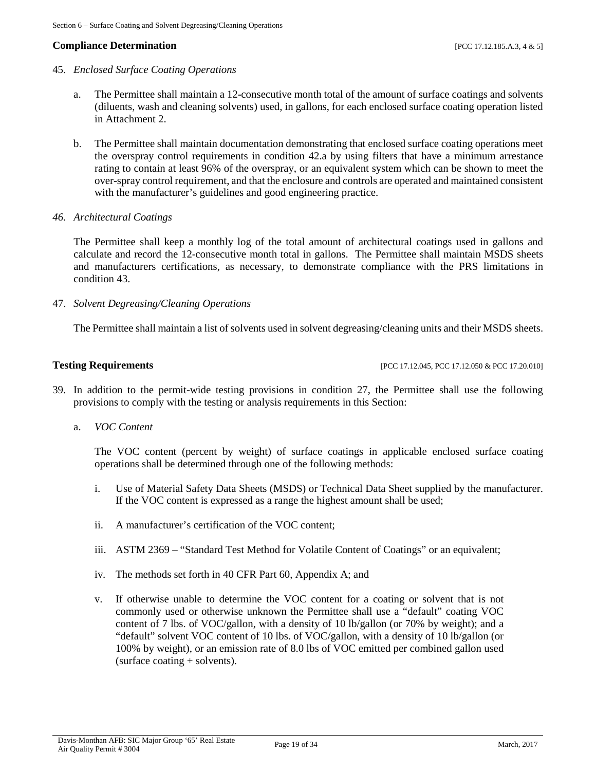**Compliance Determination** [PCC 17.12.185.A.3, 4 & 5]

45. *Enclosed Surface Coating Operations*

    a. The Permittee shall maintain a 12-consecutive month total of the amount of surface coatings and solvents (diluents, wash and cleaning solvents) used, in gallons, for each enclosed surface coating operation listed in Attachment 2.

    b. The Permittee shall maintain documentation demonstrating that enclosed surface coating operations meet the overspray control requirements in condition 42.a by using filters that have a minimum arrestance rating to contain at least 96% of the overspray, or an equivalent system which can be shown to meet the over-spray control requirement, and that the enclosure and controls are operated and maintained consistent with the manufacturer's guidelines and good engineering practice.

*46. Architectural Coatings*

The Permittee shall keep a monthly log of the total amount of architectural coatings used in gallons and calculate and record the 12-consecutive month total in gallons. The Permittee shall maintain MSDS sheets and manufacturers certifications, as necessary, to demonstrate compliance with the PRS limitations in condition 43.

47. *Solvent Degreasing/Cleaning Operations*

The Permittee shall maintain a list of solvents used in solvent degreasing/cleaning units and their MSDS sheets.

**Testing Requirements** [PCC 17.12.045, PCC 17.12.050 & PCC 17.20.010]

39. In addition to the permit-wide testing provisions in condition 27, the Permittee shall use the following provisions to comply with the testing or analysis requirements in this Section:

    a. *VOC Content*

       The VOC content (percent by weight) of surface coatings in applicable enclosed surface coating operations shall be determined through one of the following methods:

       i. Use of Material Safety Data Sheets (MSDS) or Technical Data Sheet supplied by the manufacturer. If the VOC content is expressed as a range the highest amount shall be used;

       ii. A manufacturer's certification of the VOC content;

       iii. ASTM 2369 – "Standard Test Method for Volatile Content of Coatings" or an equivalent;

       iv. The methods set forth in 40 CFR Part 60, Appendix A; and

       v. If otherwise unable to determine the VOC content for a coating or solvent that is not commonly used or otherwise unknown the Permittee shall use a "default" coating VOC content of 7 lbs. of VOC/gallon, with a density of 10 lb/gallon (or 70% by weight); and a "default" solvent VOC content of 10 lbs. of VOC/gallon, with a density of 10 lb/gallon (or 100% by weight), or an emission rate of 8.0 lbs of VOC emitted per combined gallon used (surface coating + solvents).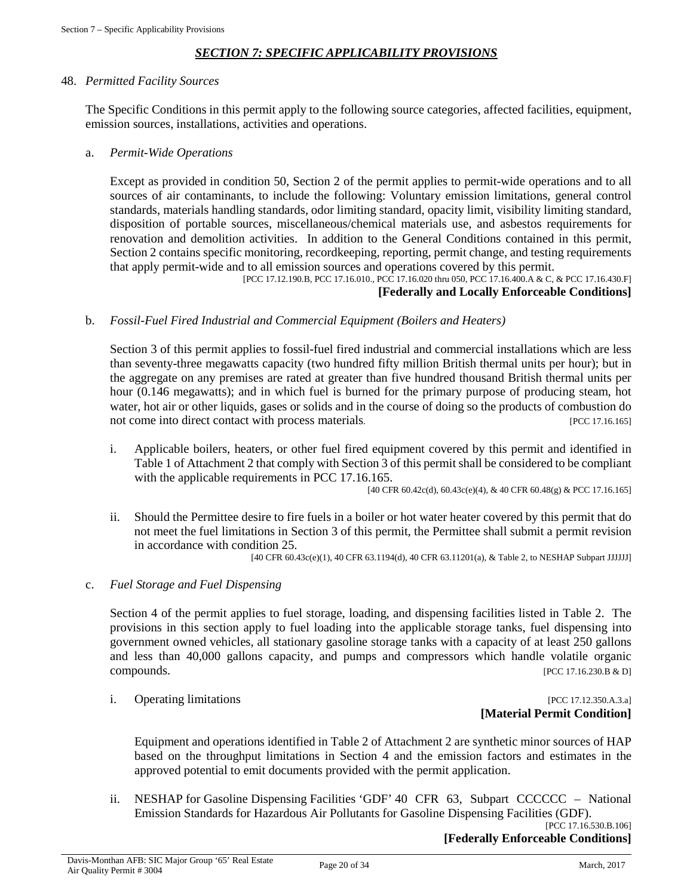## *SECTION 7: SPECIFIC APPLICABILITY PROVISIONS*

48. *Permitted Facility Sources*

The Specific Conditions in this permit apply to the following source categories, affected facilities, equipment, emission sources, installations, activities and operations.

a. *Permit-Wide Operations*

Except as provided in condition 50, Section 2 of the permit applies to permit-wide operations and to all sources of air contaminants, to include the following: Voluntary emission limitations, general control standards, materials handling standards, odor limiting standard, opacity limit, visibility limiting standard, disposition of portable sources, miscellaneous/chemical materials use, and asbestos requirements for renovation and demolition activities. In addition to the General Conditions contained in this permit, Section 2 contains specific monitoring, recordkeeping, reporting, permit change, and testing requirements that apply permit-wide and to all emission sources and operations covered by this permit.

[PCC 17.12.190.B, PCC 17.16.010., PCC 17.16.020 thru 050, PCC 17.16.400.A & C, & PCC 17.16.430.F]

**[Federally and Locally Enforceable Conditions]**

b. *Fossil-Fuel Fired Industrial and Commercial Equipment (Boilers and Heaters)*

Section 3 of this permit applies to fossil-fuel fired industrial and commercial installations which are less than seventy-three megawatts capacity (two hundred fifty million British thermal units per hour); but in the aggregate on any premises are rated at greater than five hundred thousand British thermal units per hour (0.146 megawatts); and in which fuel is burned for the primary purpose of producing steam, hot water, hot air or other liquids, gases or solids and in the course of doing so the products of combustion do not come into direct contact with process materials. [PCC 17.16.165]

i. Applicable boilers, heaters, or other fuel fired equipment covered by this permit and identified in Table 1 of Attachment 2 that comply with Section 3 of this permit shall be considered to be compliant with the applicable requirements in PCC 17.16.165.

[40 CFR 60.42c(d), 60.43c(e)(4), & 40 CFR 60.48(g) & PCC 17.16.165]

ii. Should the Permittee desire to fire fuels in a boiler or hot water heater covered by this permit that do not meet the fuel limitations in Section 3 of this permit, the Permittee shall submit a permit revision in accordance with condition 25.

[40 CFR 60.43c(e)(1), 40 CFR 63.1194(d), 40 CFR 63.11201(a), & Table 2, to NESHAP Subpart JJJJJJ]

c. *Fuel Storage and Fuel Dispensing*

Section 4 of the permit applies to fuel storage, loading, and dispensing facilities listed in Table 2. The provisions in this section apply to fuel loading into the applicable storage tanks, fuel dispensing into government owned vehicles, all stationary gasoline storage tanks with a capacity of at least 250 gallons and less than 40,000 gallons capacity, and pumps and compressors which handle volatile organic compounds. [PCC 17.16.230.B & D]

i. Operating limitations [PCC 17.12.350.A.3.a]

**[Material Permit Condition]**

Equipment and operations identified in Table 2 of Attachment 2 are synthetic minor sources of HAP based on the throughput limitations in Section 4 and the emission factors and estimates in the approved potential to emit documents provided with the permit application.

ii. NESHAP for Gasoline Dispensing Facilities 'GDF' 40 CFR 63, Subpart CCCCCC – National Emission Standards for Hazardous Air Pollutants for Gasoline Dispensing Facilities (GDF).

[PCC 17.16.530.B.106]

**[Federally Enforceable Conditions]**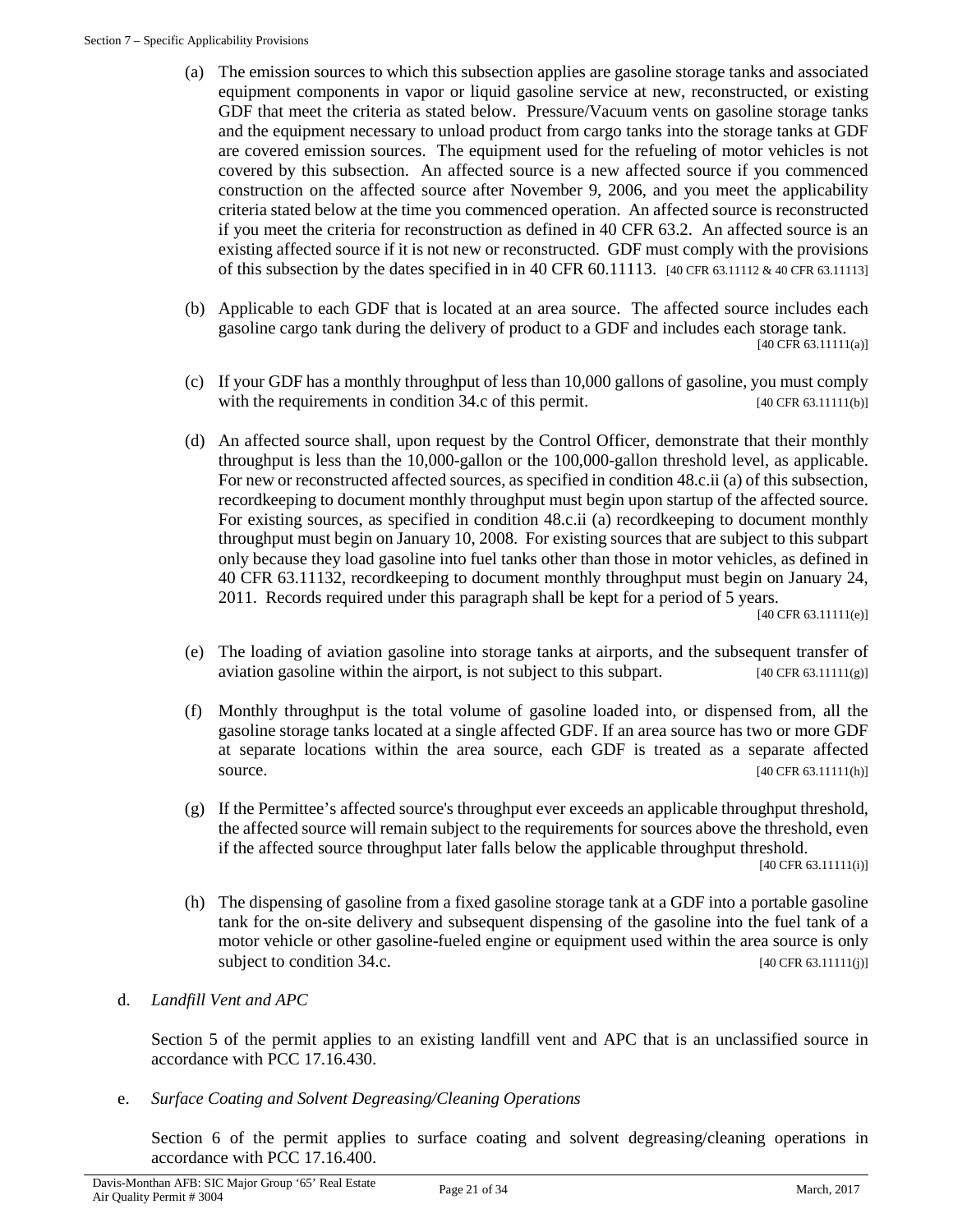(a) The emission sources to which this subsection applies are gasoline storage tanks and associated equipment components in vapor or liquid gasoline service at new, reconstructed, or existing GDF that meet the criteria as stated below. Pressure/Vacuum vents on gasoline storage tanks and the equipment necessary to unload product from cargo tanks into the storage tanks at GDF are covered emission sources. The equipment used for the refueling of motor vehicles is not covered by this subsection. An affected source is a new affected source if you commenced construction on the affected source after November 9, 2006, and you meet the applicability criteria stated below at the time you commenced operation. An affected source is reconstructed if you meet the criteria for reconstruction as defined in 40 CFR 63.2. An affected source is an existing affected source if it is not new or reconstructed. GDF must comply with the provisions of this subsection by the dates specified in in 40 CFR 60.11113. [40 CFR 63.11112 & 40 CFR 63.11113]

(b) Applicable to each GDF that is located at an area source. The affected source includes each gasoline cargo tank during the delivery of product to a GDF and includes each storage tank. [40 CFR 63.11111(a)]

(c) If your GDF has a monthly throughput of less than 10,000 gallons of gasoline, you must comply with the requirements in condition 34.c of this permit. [40 CFR 63.11111(b)]

(d) An affected source shall, upon request by the Control Officer, demonstrate that their monthly throughput is less than the 10,000-gallon or the 100,000-gallon threshold level, as applicable. For new or reconstructed affected sources, as specified in condition 48.c.ii (a) of this subsection, recordkeeping to document monthly throughput must begin upon startup of the affected source. For existing sources, as specified in condition 48.c.ii (a) recordkeeping to document monthly throughput must begin on January 10, 2008. For existing sources that are subject to this subpart only because they load gasoline into fuel tanks other than those in motor vehicles, as defined in 40 CFR 63.11132, recordkeeping to document monthly throughput must begin on January 24, 2011. Records required under this paragraph shall be kept for a period of 5 years. [40 CFR 63.11111(e)]

(e) The loading of aviation gasoline into storage tanks at airports, and the subsequent transfer of aviation gasoline within the airport, is not subject to this subpart. [40 CFR 63.11111(g)]

(f) Monthly throughput is the total volume of gasoline loaded into, or dispensed from, all the gasoline storage tanks located at a single affected GDF. If an area source has two or more GDF at separate locations within the area source, each GDF is treated as a separate affected source. [40 CFR 63.11111(h)]

(g) If the Permittee's affected source's throughput ever exceeds an applicable throughput threshold, the affected source will remain subject to the requirements for sources above the threshold, even if the affected source throughput later falls below the applicable throughput threshold. [40 CFR 63.11111(i)]

(h) The dispensing of gasoline from a fixed gasoline storage tank at a GDF into a portable gasoline tank for the on-site delivery and subsequent dispensing of the gasoline into the fuel tank of a motor vehicle or other gasoline-fueled engine or equipment used within the area source is only subject to condition 34.c. [40 CFR 63.11111(j)]

d. *Landfill Vent and APC*

Section 5 of the permit applies to an existing landfill vent and APC that is an unclassified source in accordance with PCC 17.16.430.

e. *Surface Coating and Solvent Degreasing/Cleaning Operations*

Section 6 of the permit applies to surface coating and solvent degreasing/cleaning operations in accordance with PCC 17.16.400.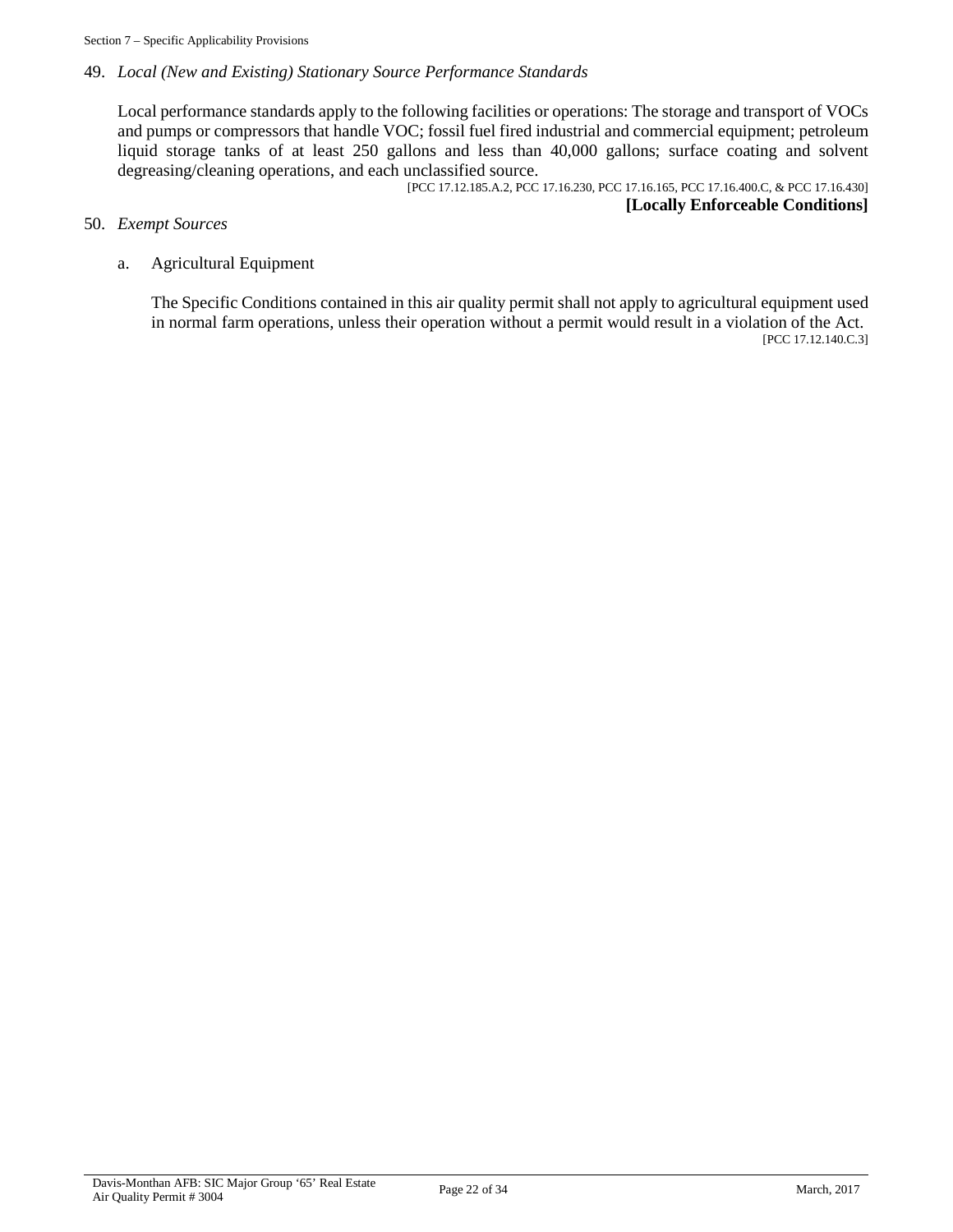49. *Local (New and Existing) Stationary Source Performance Standards*

Local performance standards apply to the following facilities or operations: The storage and transport of VOCs and pumps or compressors that handle VOC; fossil fuel fired industrial and commercial equipment; petroleum liquid storage tanks of at least 250 gallons and less than 40,000 gallons; surface coating and solvent degreasing/cleaning operations, and each unclassified source.

[PCC 17.12.185.A.2, PCC 17.16.230, PCC 17.16.165, PCC 17.16.400.C, & PCC 17.16.430]

**[Locally Enforceable Conditions]**

50. *Exempt Sources*

a. Agricultural Equipment

The Specific Conditions contained in this air quality permit shall not apply to agricultural equipment used in normal farm operations, unless their operation without a permit would result in a violation of the Act.

[PCC 17.12.140.C.3]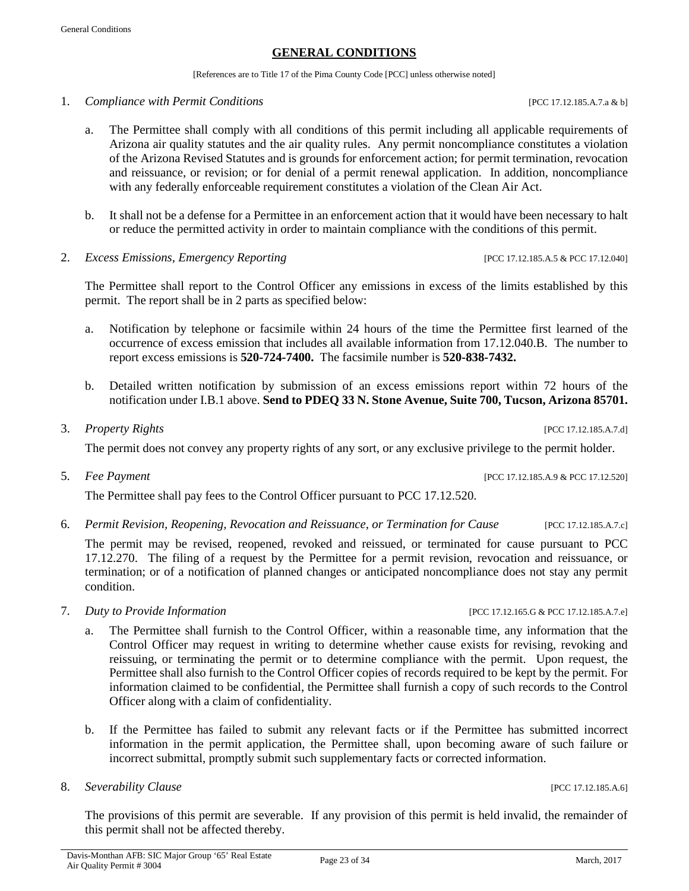## GENERAL CONDITIONS

[References are to Title 17 of the Pima County Code [PCC] unless otherwise noted]

1. *Compliance with Permit Conditions* [PCC 17.12.185.A.7.a & b]

   a. The Permittee shall comply with all conditions of this permit including all applicable requirements of Arizona air quality statutes and the air quality rules. Any permit noncompliance constitutes a violation of the Arizona Revised Statutes and is grounds for enforcement action; for permit termination, revocation and reissuance, or revision; or for denial of a permit renewal application. In addition, noncompliance with any federally enforceable requirement constitutes a violation of the Clean Air Act.

   b. It shall not be a defense for a Permittee in an enforcement action that it would have been necessary to halt or reduce the permitted activity in order to maintain compliance with the conditions of this permit.

2. *Excess Emissions, Emergency Reporting* [PCC 17.12.185.A.5 & PCC 17.12.040]

   The Permittee shall report to the Control Officer any emissions in excess of the limits established by this permit. The report shall be in 2 parts as specified below:

   a. Notification by telephone or facsimile within 24 hours of the time the Permittee first learned of the occurrence of excess emission that includes all available information from 17.12.040.B. The number to report excess emissions is **520-724-7400.** The facsimile number is **520-838-7432.**

   b. Detailed written notification by submission of an excess emissions report within 72 hours of the notification under I.B.1 above. **Send to PDEQ 33 N. Stone Avenue, Suite 700, Tucson, Arizona 85701.**

3. *Property Rights* [PCC 17.12.185.A.7.d]

   The permit does not convey any property rights of any sort, or any exclusive privilege to the permit holder.

5. *Fee Payment* [PCC 17.12.185.A.9 & PCC 17.12.520]

   The Permittee shall pay fees to the Control Officer pursuant to PCC 17.12.520.

6. *Permit Revision, Reopening, Revocation and Reissuance, or Termination for Cause* [PCC 17.12.185.A.7.c]

   The permit may be revised, reopened, revoked and reissued, or terminated for cause pursuant to PCC 17.12.270. The filing of a request by the Permittee for a permit revision, revocation and reissuance, or termination; or of a notification of planned changes or anticipated noncompliance does not stay any permit condition.

7. *Duty to Provide Information* [PCC 17.12.165.G & PCC 17.12.185.A.7.e]

   a. The Permittee shall furnish to the Control Officer, within a reasonable time, any information that the Control Officer may request in writing to determine whether cause exists for revising, revoking and reissuing, or terminating the permit or to determine compliance with the permit. Upon request, the Permittee shall also furnish to the Control Officer copies of records required to be kept by the permit. For information claimed to be confidential, the Permittee shall furnish a copy of such records to the Control Officer along with a claim of confidentiality.

   b. If the Permittee has failed to submit any relevant facts or if the Permittee has submitted incorrect information in the permit application, the Permittee shall, upon becoming aware of such failure or incorrect submittal, promptly submit such supplementary facts or corrected information.

8. *Severability Clause* [PCC 17.12.185.A.6]

   The provisions of this permit are severable. If any provision of this permit is held invalid, the remainder of this permit shall not be affected thereby.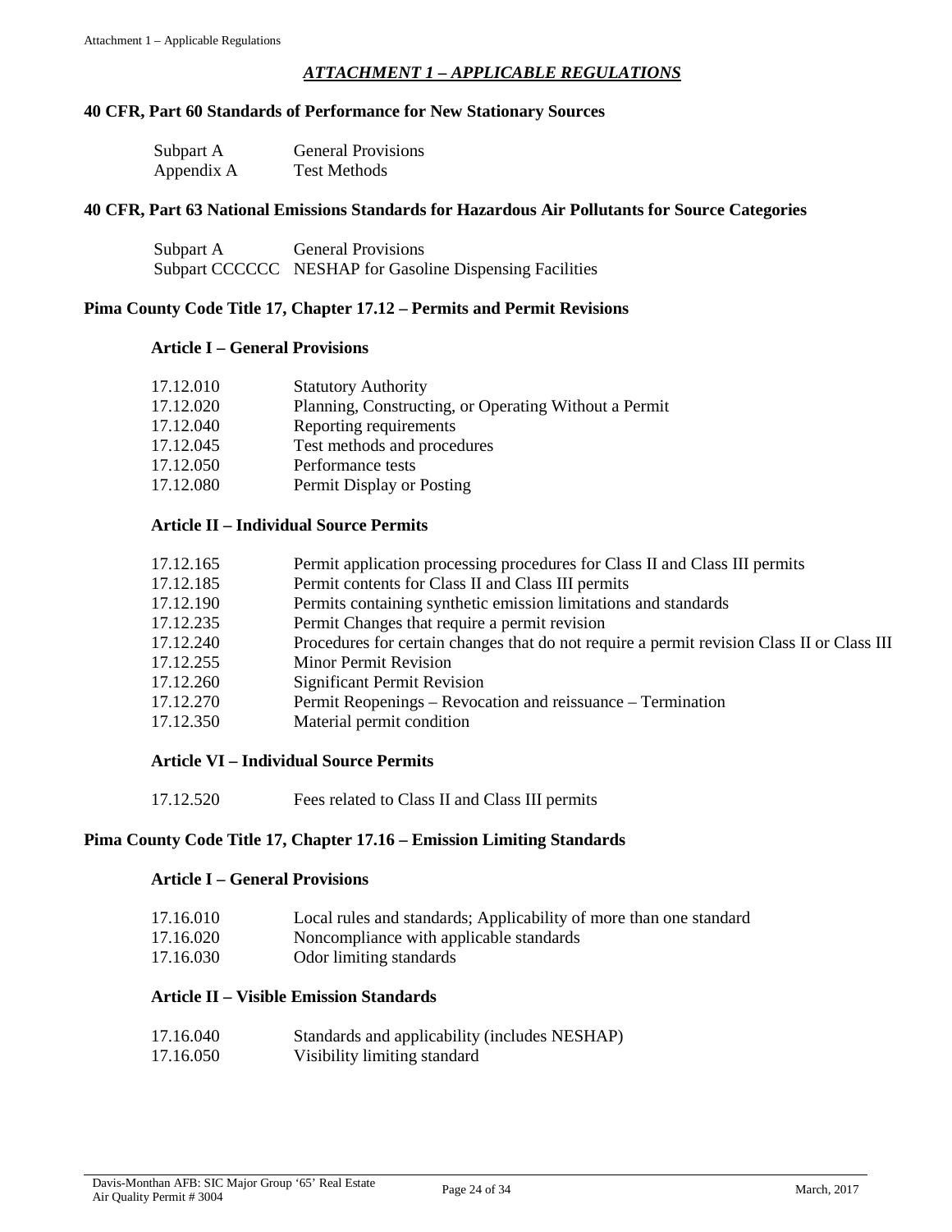# *ATTACHMENT 1 – APPLICABLE REGULATIONS*

## 40 CFR, Part 60 Standards of Performance for New Stationary Sources

| | |
|---|---|
| Subpart A | General Provisions |
| Appendix A | Test Methods |

## 40 CFR, Part 63 National Emissions Standards for Hazardous Air Pollutants for Source Categories

| | |
|---|---|
| Subpart A | General Provisions |
| Subpart CCCCCC | NESHAP for Gasoline Dispensing Facilities |

## Pima County Code Title 17, Chapter 17.12 – Permits and Permit Revisions

### Article I – General Provisions

| | |
|---|---|
| 17.12.010 | Statutory Authority |
| 17.12.020 | Planning, Constructing, or Operating Without a Permit |
| 17.12.040 | Reporting requirements |
| 17.12.045 | Test methods and procedures |
| 17.12.050 | Performance tests |
| 17.12.080 | Permit Display or Posting |

### Article II – Individual Source Permits

| | |
|---|---|
| 17.12.165 | Permit application processing procedures for Class II and Class III permits |
| 17.12.185 | Permit contents for Class II and Class III permits |
| 17.12.190 | Permits containing synthetic emission limitations and standards |
| 17.12.235 | Permit Changes that require a permit revision |
| 17.12.240 | Procedures for certain changes that do not require a permit revision Class II or Class III |
| 17.12.255 | Minor Permit Revision |
| 17.12.260 | Significant Permit Revision |
| 17.12.270 | Permit Reopenings – Revocation and reissuance – Termination |
| 17.12.350 | Material permit condition |

### Article VI – Individual Source Permits

| | |
|---|---|
| 17.12.520 | Fees related to Class II and Class III permits |

## Pima County Code Title 17, Chapter 17.16 – Emission Limiting Standards

### Article I – General Provisions

| | |
|---|---|
| 17.16.010 | Local rules and standards; Applicability of more than one standard |
| 17.16.020 | Noncompliance with applicable standards |
| 17.16.030 | Odor limiting standards |

### Article II – Visible Emission Standards

| | |
|---|---|
| 17.16.040 | Standards and applicability (includes NESHAP) |
| 17.16.050 | Visibility limiting standard |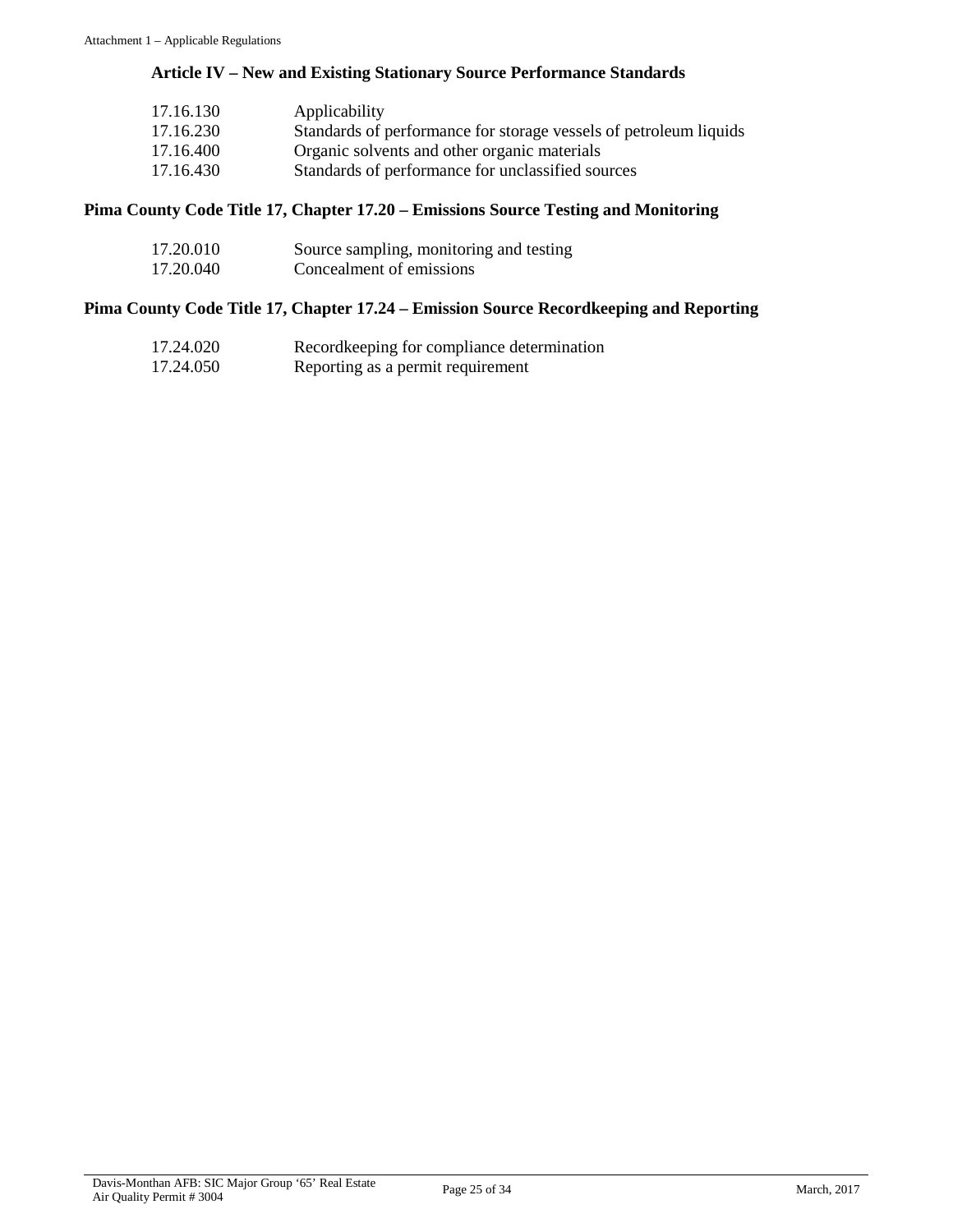### Article IV – New and Existing Stationary Source Performance Standards

| | |
|---|---|
| 17.16.130 | Applicability |
| 17.16.230 | Standards of performance for storage vessels of petroleum liquids |
| 17.16.400 | Organic solvents and other organic materials |
| 17.16.430 | Standards of performance for unclassified sources |

### Pima County Code Title 17, Chapter 17.20 – Emissions Source Testing and Monitoring

| | |
|---|---|
| 17.20.010 | Source sampling, monitoring and testing |
| 17.20.040 | Concealment of emissions |

### Pima County Code Title 17, Chapter 17.24 – Emission Source Recordkeeping and Reporting

| | |
|---|---|
| 17.24.020 | Recordkeeping for compliance determination |
| 17.24.050 | Reporting as a permit requirement |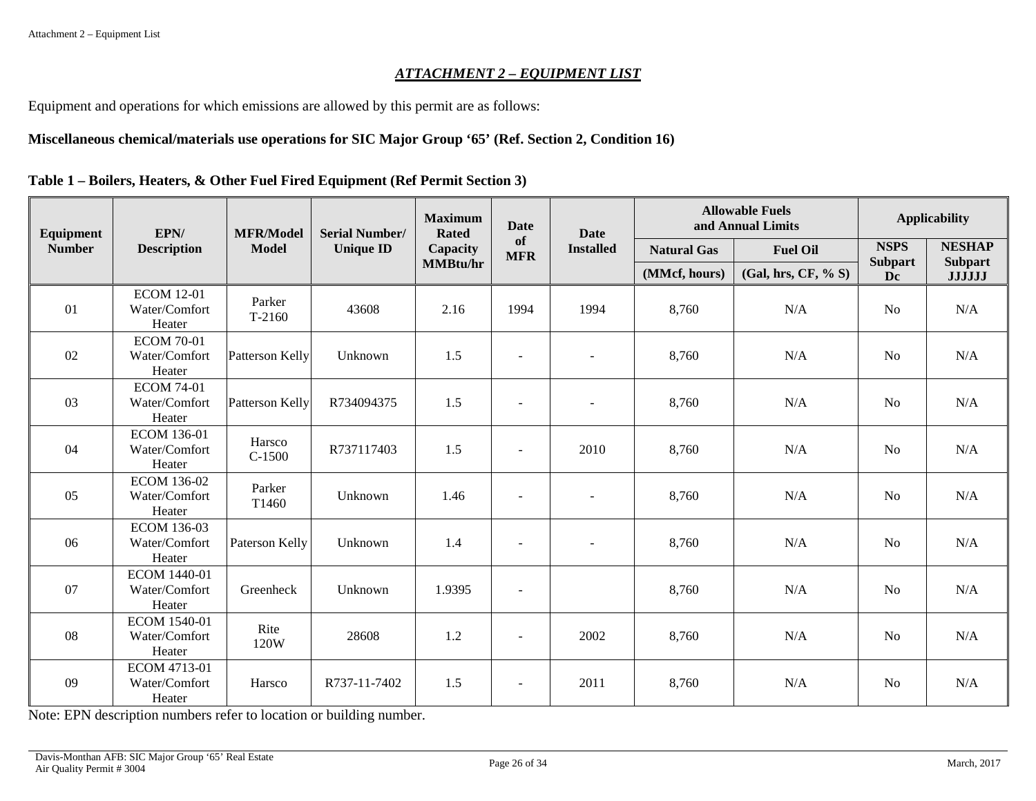## *ATTACHMENT 2 – EQUIPMENT LIST*

Equipment and operations for which emissions are allowed by this permit are as follows:

**Miscellaneous chemical/materials use operations for SIC Major Group '65' (Ref. Section 2, Condition 16)**

**Table 1 – Boilers, Heaters, & Other Fuel Fired Equipment (Ref Permit Section 3)**

| Equipment Number | EPN/ Description | MFR/Model Model | Serial Number/ Unique ID | Maximum Rated Capacity MMBtu/hr | Date of MFR | Date Installed | Allowable Fuels and Annual Limits | | Applicability | |
|---|---|---|---|---|---|---|---|---|---|---|
| | | | | | | | Natural Gas | Fuel Oil | NSPS Subpart Dc | NESHAP Subpart JJJJJJ |
| | | | | | | | (MMcf, hours) | (Gal, hrs, CF, % S) | | |
| 01 | ECOM 12-01 Water/Comfort Heater | Parker T-2160 | 43608 | 2.16 | 1994 | 1994 | 8,760 | N/A | No | N/A |
| 02 | ECOM 70-01 Water/Comfort Heater | Patterson Kelly | Unknown | 1.5 | - | - | 8,760 | N/A | No | N/A |
| 03 | ECOM 74-01 Water/Comfort Heater | Patterson Kelly | R734094375 | 1.5 | - | - | 8,760 | N/A | No | N/A |
| 04 | ECOM 136-01 Water/Comfort Heater | Harsco C-1500 | R737117403 | 1.5 | - | 2010 | 8,760 | N/A | No | N/A |
| 05 | ECOM 136-02 Water/Comfort Heater | Parker T1460 | Unknown | 1.46 | - | - | 8,760 | N/A | No | N/A |
| 06 | ECOM 136-03 Water/Comfort Heater | Paterson Kelly | Unknown | 1.4 | - | - | 8,760 | N/A | No | N/A |
| 07 | ECOM 1440-01 Water/Comfort Heater | Greenheck | Unknown | 1.9395 | - | | 8,760 | N/A | No | N/A |
| 08 | ECOM 1540-01 Water/Comfort Heater | Rite 120W | 28608 | 1.2 | - | 2002 | 8,760 | N/A | No | N/A |
| 09 | ECOM 4713-01 Water/Comfort Heater | Harsco | R737-11-7402 | 1.5 | - | 2011 | 8,760 | N/A | No | N/A |

Note: EPN description numbers refer to location or building number.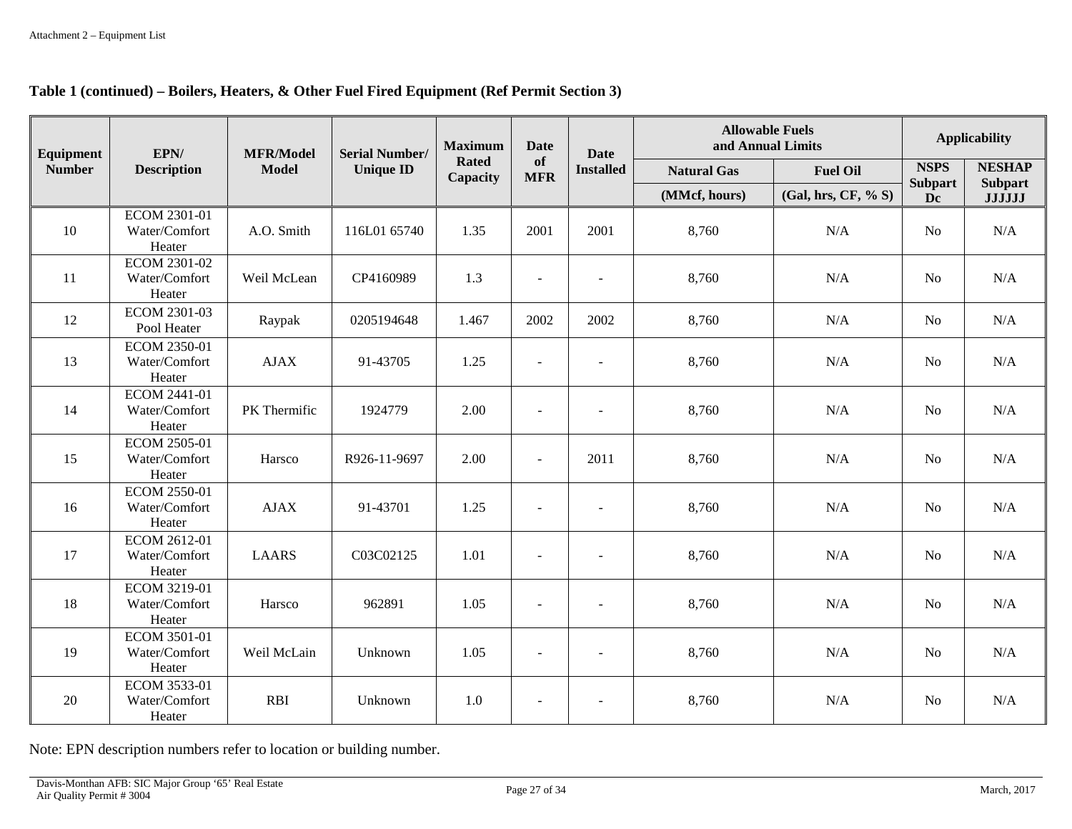Attachment 2 – Equipment List

**Table 1 (continued) – Boilers, Heaters, & Other Fuel Fired Equipment (Ref Permit Section 3)**

| Equipment Number | EPN/ Description | MFR/Model Model | Serial Number/ Unique ID | Maximum Rated Capacity | Date of MFR | Date Installed | Allowable Fuels and Annual Limits | | Applicability | |
|---|---|---|---|---|---|---|---|---|---|---|
| | | | | | | | Natural Gas | Fuel Oil | NSPS Subpart Dc | NESHAP Subpart JJJJJJ |
| | | | | | | | (MMcf, hours) | (Gal, hrs, CF, % S) | | |
| 10 | ECOM 2301-01 Water/Comfort Heater | A.O. Smith | 116L01 65740 | 1.35 | 2001 | 2001 | 8,760 | N/A | No | N/A |
| 11 | ECOM 2301-02 Water/Comfort Heater | Weil McLean | CP4160989 | 1.3 | - | - | 8,760 | N/A | No | N/A |
| 12 | ECOM 2301-03 Pool Heater | Raypak | 0205194648 | 1.467 | 2002 | 2002 | 8,760 | N/A | No | N/A |
| 13 | ECOM 2350-01 Water/Comfort Heater | AJAX | 91-43705 | 1.25 | - | - | 8,760 | N/A | No | N/A |
| 14 | ECOM 2441-01 Water/Comfort Heater | PK Thermific | 1924779 | 2.00 | - | - | 8,760 | N/A | No | N/A |
| 15 | ECOM 2505-01 Water/Comfort Heater | Harsco | R926-11-9697 | 2.00 | - | 2011 | 8,760 | N/A | No | N/A |
| 16 | ECOM 2550-01 Water/Comfort Heater | AJAX | 91-43701 | 1.25 | - | - | 8,760 | N/A | No | N/A |
| 17 | ECOM 2612-01 Water/Comfort Heater | LAARS | C03C02125 | 1.01 | - | - | 8,760 | N/A | No | N/A |
| 18 | ECOM 3219-01 Water/Comfort Heater | Harsco | 962891 | 1.05 | - | - | 8,760 | N/A | No | N/A |
| 19 | ECOM 3501-01 Water/Comfort Heater | Weil McLain | Unknown | 1.05 | - | - | 8,760 | N/A | No | N/A |
| 20 | ECOM 3533-01 Water/Comfort Heater | RBI | Unknown | 1.0 | - | - | 8,760 | N/A | No | N/A |

Note: EPN description numbers refer to location or building number.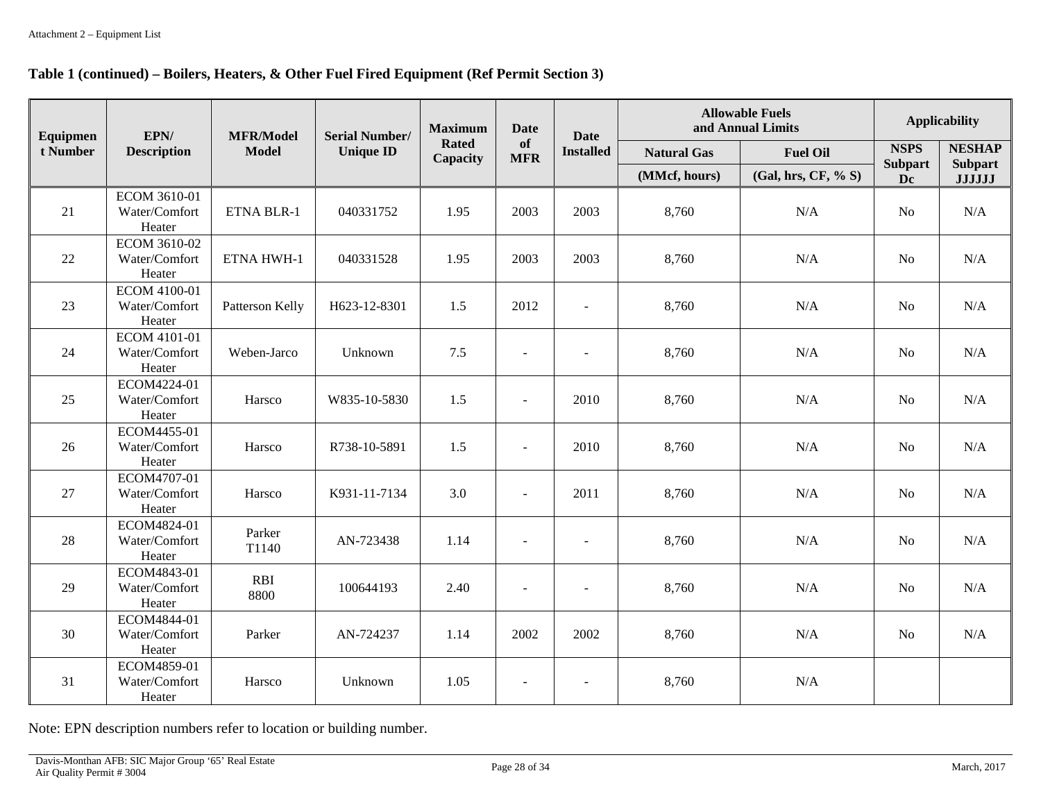**Table 1 (continued) – Boilers, Heaters, & Other Fuel Fired Equipment (Ref Permit Section 3)**

| Equipment Number | EPN/ Description | MFR/Model Model | Serial Number/ Unique ID | Maximum Rated Capacity | Date of MFR | Date Installed | Allowable Fuels and Annual Limits | | Applicability | |
|---|---|---|---|---|---|---|---|---|---|---|
| | | | | | | | Natural Gas | Fuel Oil | NSPS Subpart Dc | NESHAP Subpart JJJJJJ |
| | | | | | | | (MMcf, hours) | (Gal, hrs, CF, % S) | | |
| 21 | ECOM 3610-01 Water/Comfort Heater | ETNA BLR-1 | 040331752 | 1.95 | 2003 | 2003 | 8,760 | N/A | No | N/A |
| 22 | ECOM 3610-02 Water/Comfort Heater | ETNA HWH-1 | 040331528 | 1.95 | 2003 | 2003 | 8,760 | N/A | No | N/A |
| 23 | ECOM 4100-01 Water/Comfort Heater | Patterson Kelly | H623-12-8301 | 1.5 | 2012 | - | 8,760 | N/A | No | N/A |
| 24 | ECOM 4101-01 Water/Comfort Heater | Weben-Jarco | Unknown | 7.5 | - | - | 8,760 | N/A | No | N/A |
| 25 | ECOM4224-01 Water/Comfort Heater | Harsco | W835-10-5830 | 1.5 | - | 2010 | 8,760 | N/A | No | N/A |
| 26 | ECOM4455-01 Water/Comfort Heater | Harsco | R738-10-5891 | 1.5 | - | 2010 | 8,760 | N/A | No | N/A |
| 27 | ECOM4707-01 Water/Comfort Heater | Harsco | K931-11-7134 | 3.0 | - | 2011 | 8,760 | N/A | No | N/A |
| 28 | ECOM4824-01 Water/Comfort Heater | Parker T1140 | AN-723438 | 1.14 | - | - | 8,760 | N/A | No | N/A |
| 29 | ECOM4843-01 Water/Comfort Heater | RBI 8800 | 100644193 | 2.40 | - | - | 8,760 | N/A | No | N/A |
| 30 | ECOM4844-01 Water/Comfort Heater | Parker | AN-724237 | 1.14 | 2002 | 2002 | 8,760 | N/A | No | N/A |
| 31 | ECOM4859-01 Water/Comfort Heater | Harsco | Unknown | 1.05 | - | - | 8,760 | N/A | | |

Note: EPN description numbers refer to location or building number.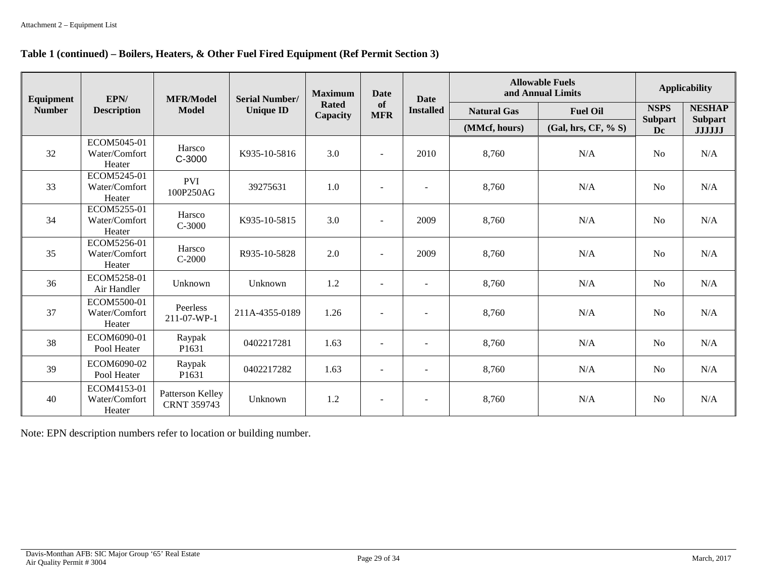Attachment 2 – Equipment List

**Table 1 (continued) – Boilers, Heaters, & Other Fuel Fired Equipment (Ref Permit Section 3)**

| Equipment Number | EPN/ Description | MFR/Model Model | Serial Number/ Unique ID | Maximum Rated Capacity | Date of MFR | Date Installed | Allowable Fuels and Annual Limits | | Applicability | |
|---|---|---|---|---|---|---|---|---|---|---|
| | | | | | | | Natural Gas | Fuel Oil | NSPS Subpart Dc | NESHAP Subpart JJJJJJ |
| | | | | | | | (MMcf, hours) | (Gal, hrs, CF, % S) | | |
| 32 | ECOM5045-01 Water/Comfort Heater | Harsco C-3000 | K935-10-5816 | 3.0 | - | 2010 | 8,760 | N/A | No | N/A |
| 33 | ECOM5245-01 Water/Comfort Heater | PVI 100P250AG | 39275631 | 1.0 | - | - | 8,760 | N/A | No | N/A |
| 34 | ECOM5255-01 Water/Comfort Heater | Harsco C-3000 | K935-10-5815 | 3.0 | - | 2009 | 8,760 | N/A | No | N/A |
| 35 | ECOM5256-01 Water/Comfort Heater | Harsco C-2000 | R935-10-5828 | 2.0 | - | 2009 | 8,760 | N/A | No | N/A |
| 36 | ECOM5258-01 Air Handler | Unknown | Unknown | 1.2 | - | - | 8,760 | N/A | No | N/A |
| 37 | ECOM5500-01 Water/Comfort Heater | Peerless 211-07-WP-1 | 211A-4355-0189 | 1.26 | - | - | 8,760 | N/A | No | N/A |
| 38 | ECOM6090-01 Pool Heater | Raypak P1631 | 0402217281 | 1.63 | - | - | 8,760 | N/A | No | N/A |
| 39 | ECOM6090-02 Pool Heater | Raypak P1631 | 0402217282 | 1.63 | - | - | 8,760 | N/A | No | N/A |
| 40 | ECOM4153-01 Water/Comfort Heater | Patterson Kelley CRNT 359743 | Unknown | 1.2 | - | - | 8,760 | N/A | No | N/A |

Note: EPN description numbers refer to location or building number.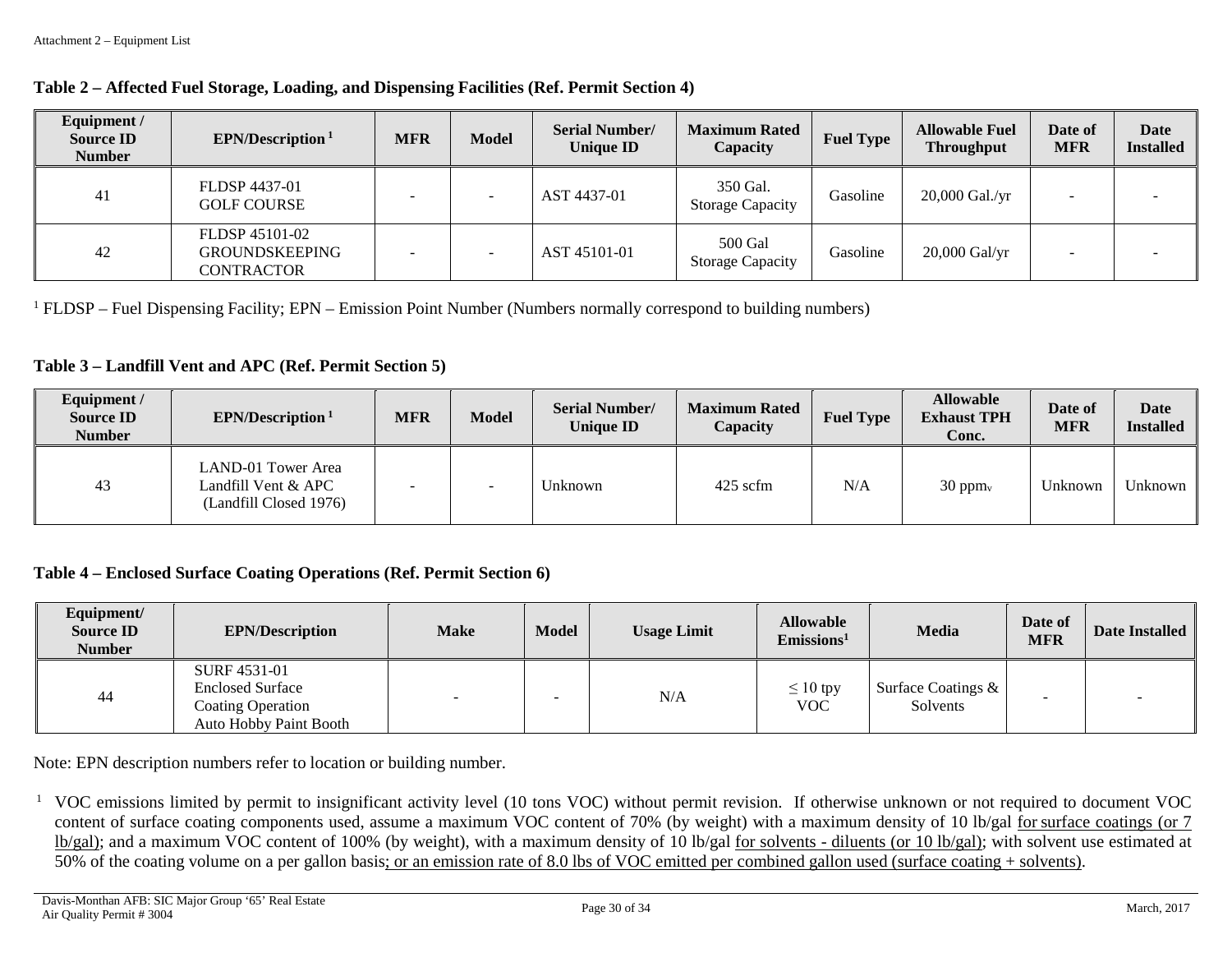**Table 2 – Affected Fuel Storage, Loading, and Dispensing Facilities (Ref. Permit Section 4)**

| Equipment / Source ID Number | EPN/Description [1] | MFR | Model | Serial Number/ Unique ID | Maximum Rated Capacity | Fuel Type | Allowable Fuel Throughput | Date of MFR | Date Installed |
|---|---|---|---|---|---|---|---|---|---|
| 41 | FLDSP 4437-01 GOLF COURSE | - | - | AST 4437-01 | 350 Gal. Storage Capacity | Gasoline | 20,000 Gal./yr | - | - |
| 42 | FLDSP 45101-02 GROUNDSKEEPING CONTRACTOR | - | - | AST 45101-01 | 500 Gal Storage Capacity | Gasoline | 20,000 Gal/yr | - | - |

[1] FLDSP – Fuel Dispensing Facility; EPN – Emission Point Number (Numbers normally correspond to building numbers)

**Table 3 – Landfill Vent and APC (Ref. Permit Section 5)**

| Equipment / Source ID Number | EPN/Description [1] | MFR | Model | Serial Number/ Unique ID | Maximum Rated Capacity | Fuel Type | Allowable Exhaust TPH Conc. | Date of MFR | Date Installed |
|---|---|---|---|---|---|---|---|---|---|
| 43 | LAND-01 Tower Area Landfill Vent & APC (Landfill Closed 1976) | - | - | Unknown | 425 scfm | N/A | 30 $ppm_v$ | Unknown | Unknown |

**Table 4 – Enclosed Surface Coating Operations (Ref. Permit Section 6)**

| Equipment/ Source ID Number | EPN/Description | Make | Model | Usage Limit | Allowable Emissions[1] | Media | Date of MFR | Date Installed |
|---|---|---|---|---|---|---|---|---|
| 44 | SURF 4531-01 Enclosed Surface Coating Operation Auto Hobby Paint Booth | - | - | N/A | ≤ 10 tpy VOC | Surface Coatings & Solvents | - | - |

Note: EPN description numbers refer to location or building number.

[1] VOC emissions limited by permit to insignificant activity level (10 tons VOC) without permit revision. If otherwise unknown or not required to document VOC content of surface coating components used, assume a maximum VOC content of 70% (by weight) with a maximum density of 10 lb/gal for surface coatings (or 7 lb/gal); and a maximum VOC content of 100% (by weight), with a maximum density of 10 lb/gal for solvents - diluents (or 10 lb/gal); with solvent use estimated at 50% of the coating volume on a per gallon basis; or an emission rate of 8.0 lbs of VOC emitted per combined gallon used (surface coating + solvents).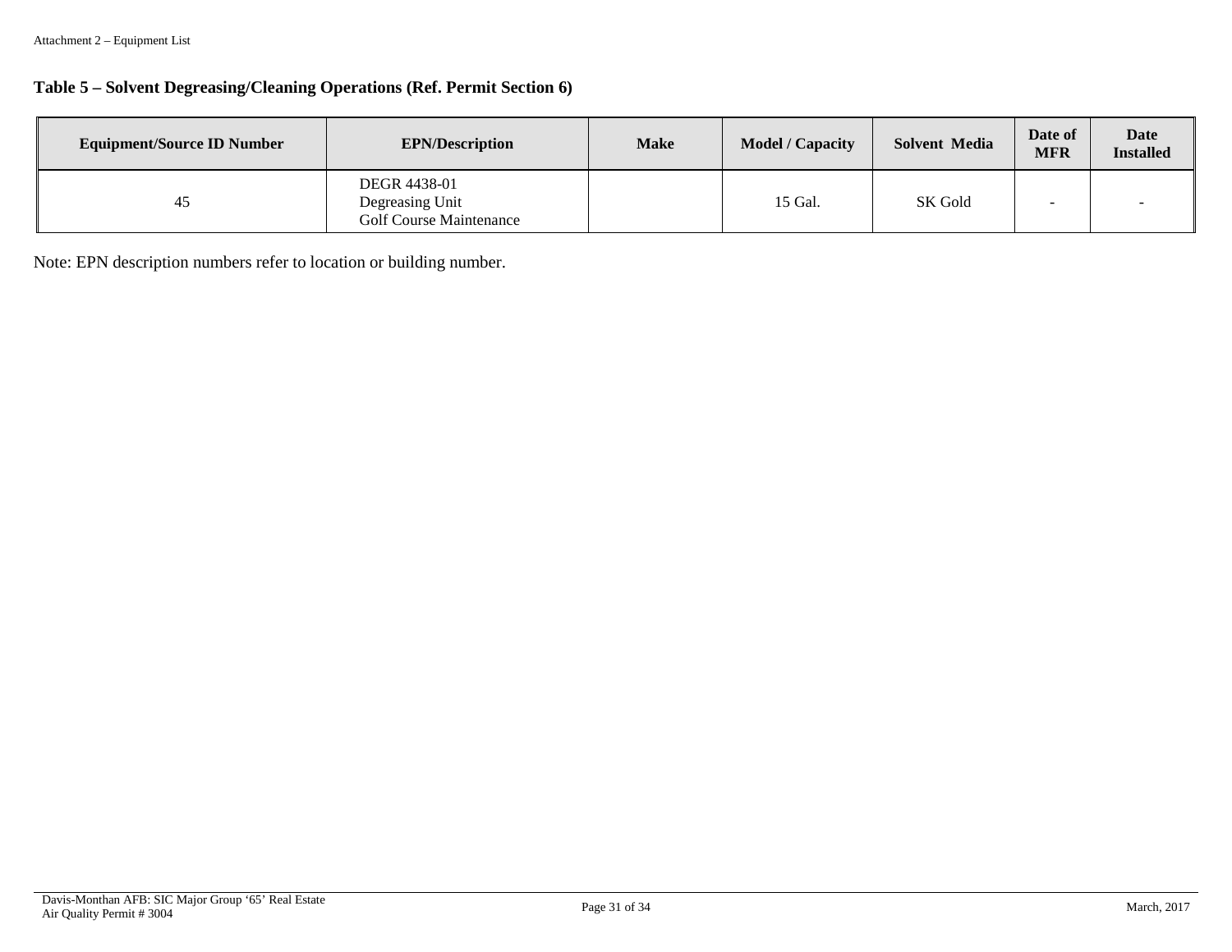### Table 5 – Solvent Degreasing/Cleaning Operations (Ref. Permit Section 6)

| Equipment/Source ID Number | EPN/Description | Make | Model / Capacity | Solvent Media | Date of MFR | Date Installed |
|---|---|---|---|---|---|---|
| 45 | DEGR 4438-01<br>Degreasing Unit<br>Golf Course Maintenance | | 15 Gal. | SK Gold | - | - |

Note: EPN description numbers refer to location or building number.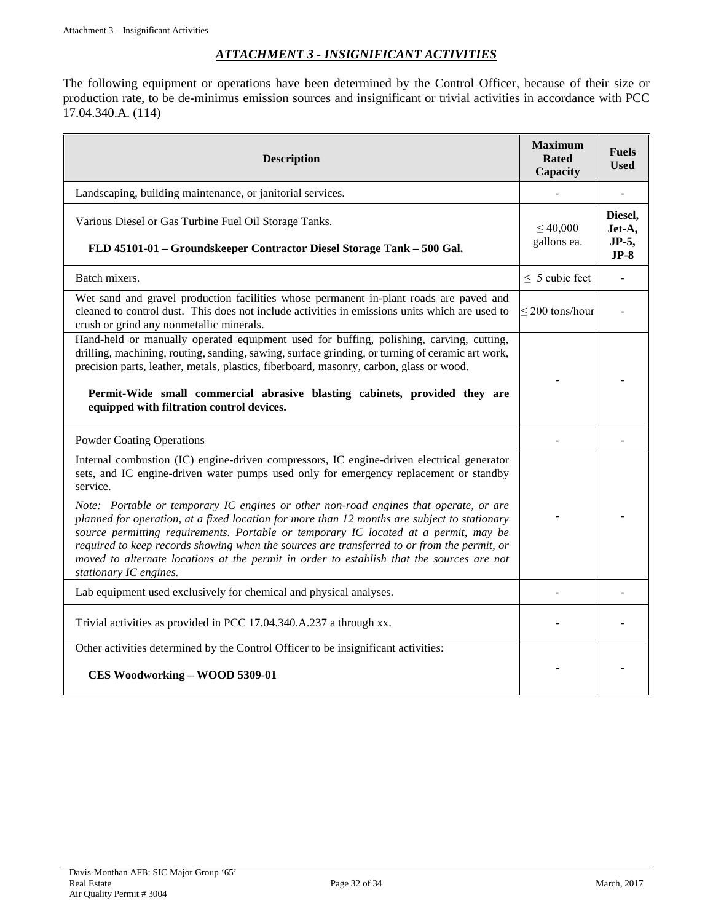## *ATTACHMENT 3 - INSIGNIFICANT ACTIVITIES*

The following equipment or operations have been determined by the Control Officer, because of their size or production rate, to be de-minimus emission sources and insignificant or trivial activities in accordance with PCC 17.04.340.A. (114)

| Description | Maximum Rated Capacity | Fuels Used |
|---|---|---|
| Landscaping, building maintenance, or janitorial services. | - | - |
| Various Diesel or Gas Turbine Fuel Oil Storage Tanks.<br><br>**FLD 45101-01 – Groundskeeper Contractor Diesel Storage Tank – 500 Gal.** | ≤ 40,000 gallons ea. | **Diesel, Jet-A, JP-5, JP-8** |
| Batch mixers. | ≤ 5 cubic feet | - |
| Wet sand and gravel production facilities whose permanent in-plant roads are paved and cleaned to control dust. This does not include activities in emissions units which are used to crush or grind any nonmetallic minerals. | ≤ 200 tons/hour | - |
| Hand-held or manually operated equipment used for buffing, polishing, carving, cutting, drilling, machining, routing, sanding, sawing, surface grinding, or turning of ceramic art work, precision parts, leather, metals, plastics, fiberboard, masonry, carbon, glass or wood.<br><br>**Permit-Wide small commercial abrasive blasting cabinets, provided they are equipped with filtration control devices.** | - | - |
| Powder Coating Operations | - | - |
| Internal combustion (IC) engine-driven compressors, IC engine-driven electrical generator sets, and IC engine-driven water pumps used only for emergency replacement or standby service.<br><br>*Note: Portable or temporary IC engines or other non-road engines that operate, or are planned for operation, at a fixed location for more than 12 months are subject to stationary source permitting requirements. Portable or temporary IC located at a permit, may be required to keep records showing when the sources are transferred to or from the permit, or moved to alternate locations at the permit in order to establish that the sources are not stationary IC engines.* | - | - |
| Lab equipment used exclusively for chemical and physical analyses. | - | - |
| Trivial activities as provided in PCC 17.04.340.A.237 a through xx. | - | - |
| Other activities determined by the Control Officer to be insignificant activities:<br><br>**CES Woodworking – WOOD 5309-01** | - | - |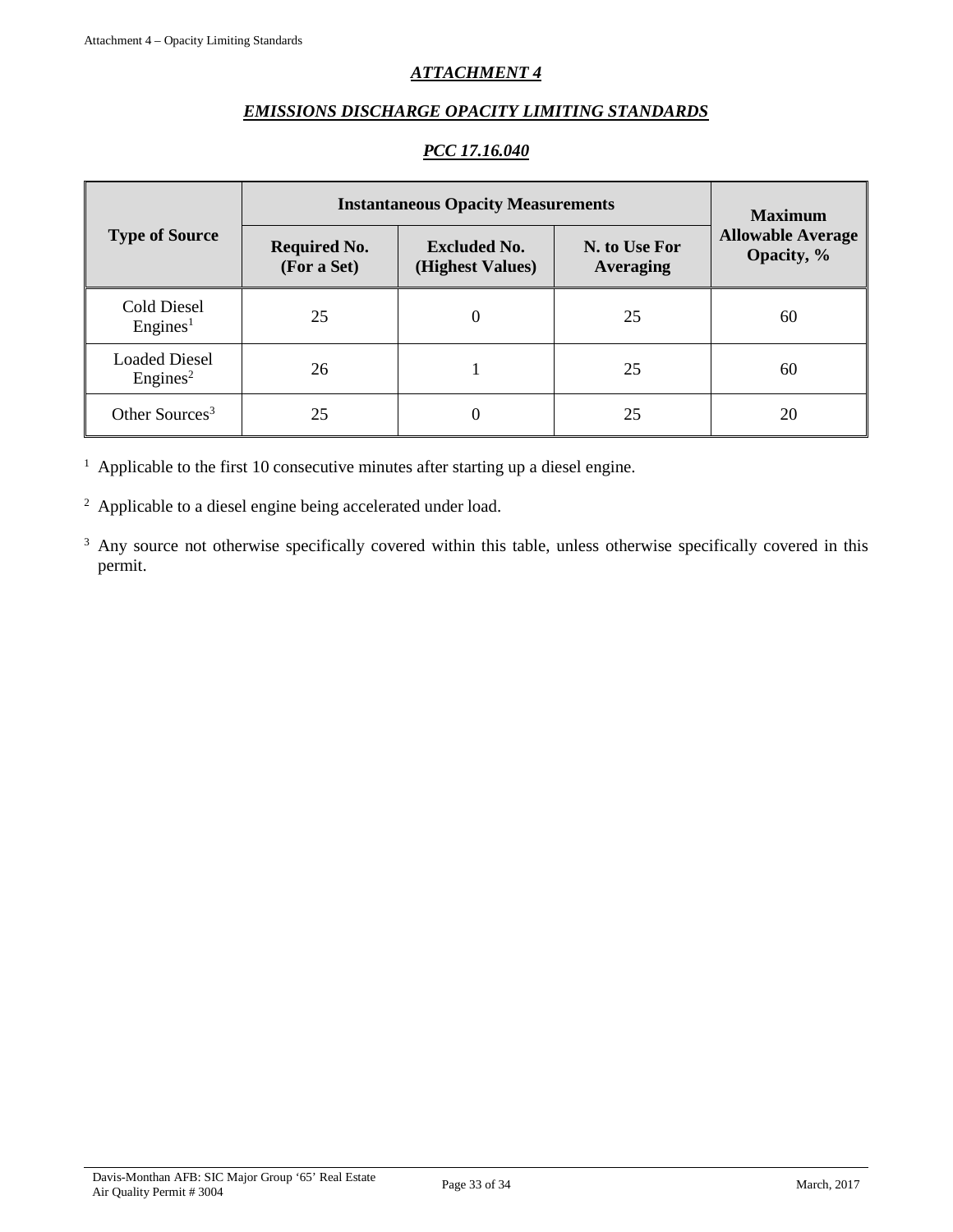## *ATTACHMENT 4*

## *EMISSIONS DISCHARGE OPACITY LIMITING STANDARDS*

## *PCC 17.16.040*

| Type of Source | Instantaneous Opacity Measurements | | | Maximum Allowable Average Opacity, % |
|---|---|---|---|---|
| | Required No. (For a Set) | Excluded No. (Highest Values) | N. to Use For Averaging | |
| Cold Diesel Engines[1] | 25 | 0 | 25 | 60 |
| Loaded Diesel Engines[2] | 26 | 1 | 25 | 60 |
| Other Sources[3] | 25 | 0 | 25 | 20 |

[1] Applicable to the first 10 consecutive minutes after starting up a diesel engine.

[2] Applicable to a diesel engine being accelerated under load.

[3] Any source not otherwise specifically covered within this table, unless otherwise specifically covered in this permit.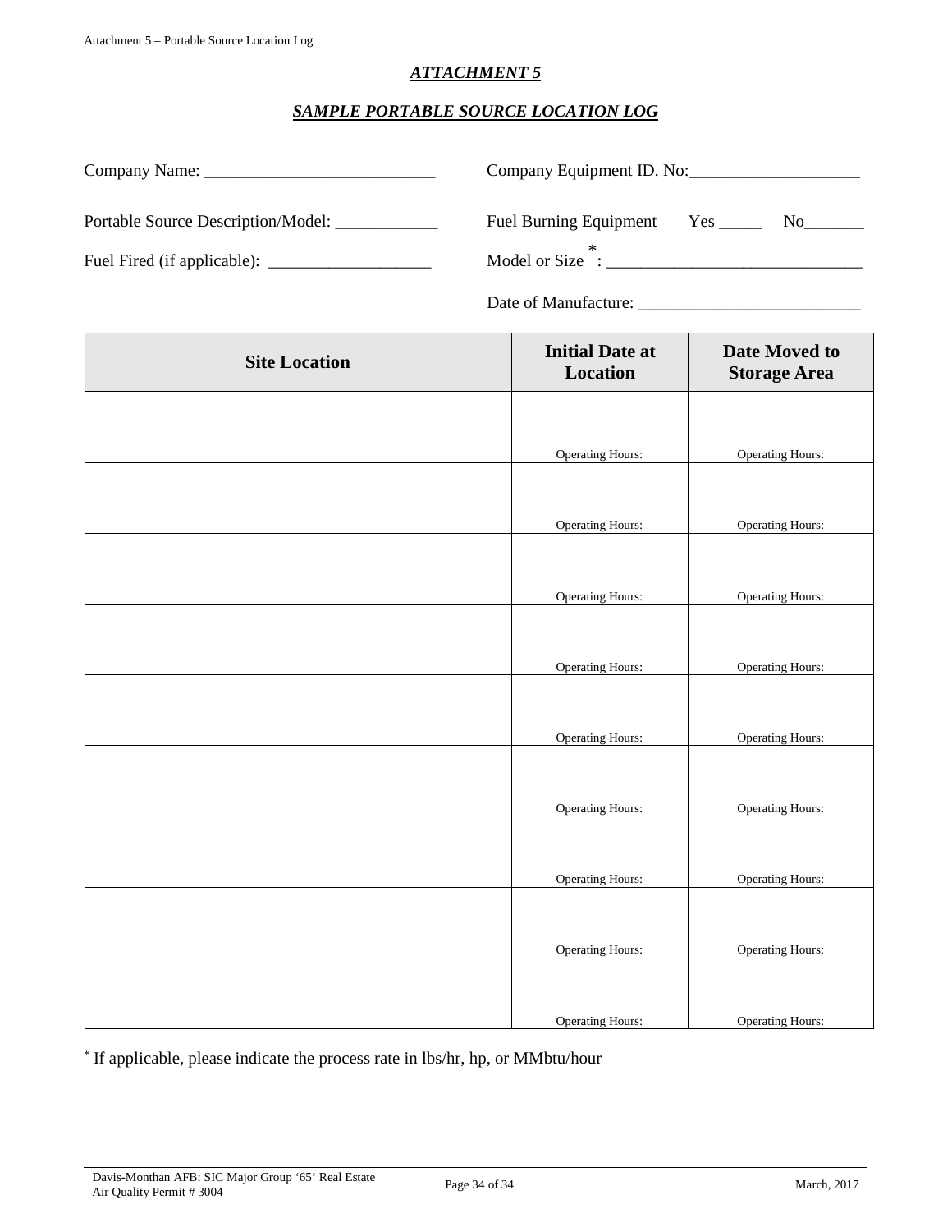## *ATTACHMENT 5*

## *SAMPLE PORTABLE SOURCE LOCATION LOG*

Company Name: ___________________________

Company Equipment ID. No:___________________

Portable Source Description/Model: ___________

Fuel Burning Equipment Yes _____ No_______

Fuel Fired (if applicable): __________________

Model or Size *: _____________________________

Date of Manufacture: _________________________

| Site Location | Initial Date at Location | Date Moved to Storage Area |
|---|---|---|
| | Operating Hours: | Operating Hours: |
| | Operating Hours: | Operating Hours: |
| | Operating Hours: | Operating Hours: |
| | Operating Hours: | Operating Hours: |
| | Operating Hours: | Operating Hours: |
| | Operating Hours: | Operating Hours: |
| | Operating Hours: | Operating Hours: |
| | Operating Hours: | Operating Hours: |
| | Operating Hours: | Operating Hours: |

* If applicable, please indicate the process rate in lbs/hr, hp, or MMbtu/hour